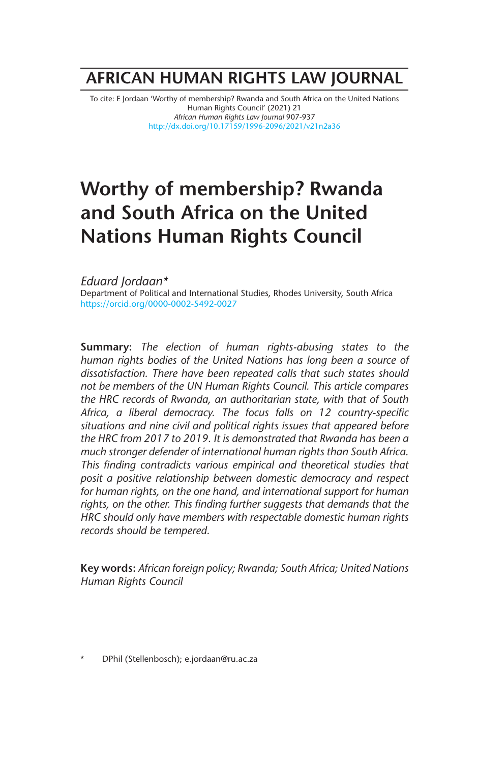# AFRICAN HUMAN RIGHTS LAW JOURNAL

To cite: E Jordaan 'Worthy of membership? Rwanda and South Africa on the United Nations Human Rights Council' (2021) 21 *African Human Rights Law Journal* 907-937
http://dx.doi.org/10.17159/1996-2096/2021/v21n2a36

# Worthy of membership? Rwanda and South Africa on the United Nations Human Rights Council

*Eduard Jordaan**
Department of Political and International Studies, Rhodes University, South Africa
https://orcid.org/0000-0002-5492-0027

**Summary:** *The election of human rights-abusing states to the human rights bodies of the United Nations has long been a source of dissatisfaction. There have been repeated calls that such states should not be members of the UN Human Rights Council. This article compares the HRC records of Rwanda, an authoritarian state, with that of South Africa, a liberal democracy. The focus falls on 12 country-specific situations and nine civil and political rights issues that appeared before the HRC from 2017 to 2019. It is demonstrated that Rwanda has been a much stronger defender of international human rights than South Africa. This finding contradicts various empirical and theoretical studies that posit a positive relationship between domestic democracy and respect for human rights, on the one hand, and international support for human rights, on the other. This finding further suggests that demands that the HRC should only have members with respectable domestic human rights records should be tempered.*

**Key words:** *African foreign policy; Rwanda; South Africa; United Nations Human Rights Council*

\* DPhil (Stellenbosch); e.jordaan@ru.ac.za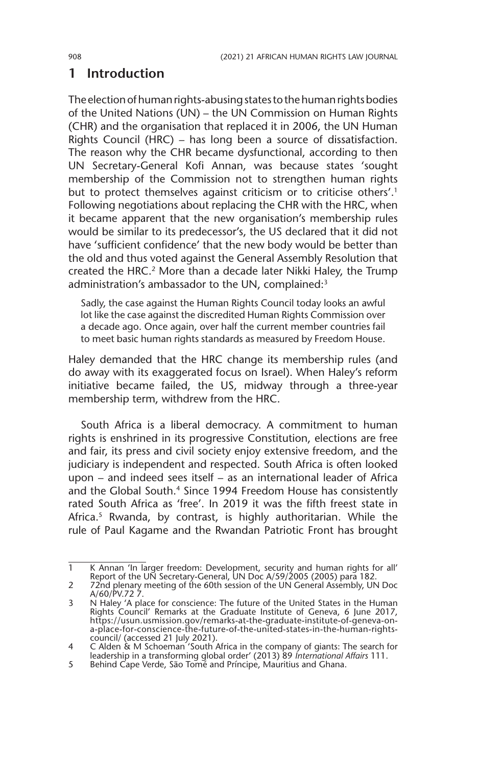## 1 Introduction

The election of human rights-abusing states to the human rights bodies of the United Nations (UN) – the UN Commission on Human Rights (CHR) and the organisation that replaced it in 2006, the UN Human Rights Council (HRC) – has long been a source of dissatisfaction. The reason why the CHR became dysfunctional, according to then UN Secretary-General Kofi Annan, was because states 'sought membership of the Commission not to strengthen human rights but to protect themselves against criticism or to criticise others'.[1] Following negotiations about replacing the CHR with the HRC, when it became apparent that the new organisation's membership rules would be similar to its predecessor's, the US declared that it did not have 'sufficient confidence' that the new body would be better than the old and thus voted against the General Assembly Resolution that created the HRC.[2] More than a decade later Nikki Haley, the Trump administration's ambassador to the UN, complained:[3]

> Sadly, the case against the Human Rights Council today looks an awful lot like the case against the discredited Human Rights Commission over a decade ago. Once again, over half the current member countries fail to meet basic human rights standards as measured by Freedom House.

Haley demanded that the HRC change its membership rules (and do away with its exaggerated focus on Israel). When Haley's reform initiative became failed, the US, midway through a three-year membership term, withdrew from the HRC.

South Africa is a liberal democracy. A commitment to human rights is enshrined in its progressive Constitution, elections are free and fair, its press and civil society enjoy extensive freedom, and the judiciary is independent and respected. South Africa is often looked upon – and indeed sees itself – as an international leader of Africa and the Global South.[4] Since 1994 Freedom House has consistently rated South Africa as 'free'. In 2019 it was the fifth freest state in Africa.[5] Rwanda, by contrast, is highly authoritarian. While the rule of Paul Kagame and the Rwandan Patriotic Front has brought

---

1 K Annan 'In larger freedom: Development, security and human rights for all' Report of the UN Secretary-General, UN Doc A/59/2005 (2005) para 182.

2 72nd plenary meeting of the 60th session of the UN General Assembly, UN Doc A/60/PV.72 7.

3 N Haley 'A place for conscience: The future of the United States in the Human Rights Council' Remarks at the Graduate Institute of Geneva, 6 June 2017, https://usun.usmission.gov/remarks-at-the-graduate-institute-of-geneva-on-a-place-for-conscience-the-future-of-the-united-states-in-the-human-rights-council/ (accessed 21 July 2021).

4 C Alden & M Schoeman 'South Africa in the company of giants: The search for leadership in a transforming global order' (2013) 89 *International Affairs* 111.

5 Behind Cape Verde, São Tomé and Príncipe, Mauritius and Ghana.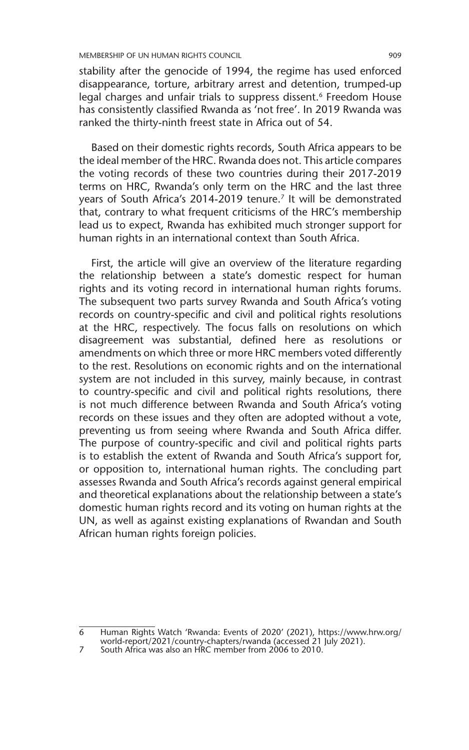stability after the genocide of 1994, the regime has used enforced disappearance, torture, arbitrary arrest and detention, trumped-up legal charges and unfair trials to suppress dissent.[6] Freedom House has consistently classified Rwanda as 'not free'. In 2019 Rwanda was ranked the thirty-ninth freest state in Africa out of 54.

Based on their domestic rights records, South Africa appears to be the ideal member of the HRC. Rwanda does not. This article compares the voting records of these two countries during their 2017-2019 terms on HRC, Rwanda's only term on the HRC and the last three years of South Africa's 2014-2019 tenure.[7] It will be demonstrated that, contrary to what frequent criticisms of the HRC's membership lead us to expect, Rwanda has exhibited much stronger support for human rights in an international context than South Africa.

First, the article will give an overview of the literature regarding the relationship between a state's domestic respect for human rights and its voting record in international human rights forums. The subsequent two parts survey Rwanda and South Africa's voting records on country-specific and civil and political rights resolutions at the HRC, respectively. The focus falls on resolutions on which disagreement was substantial, defined here as resolutions or amendments on which three or more HRC members voted differently to the rest. Resolutions on economic rights and on the international system are not included in this survey, mainly because, in contrast to country-specific and civil and political rights resolutions, there is not much difference between Rwanda and South Africa's voting records on these issues and they often are adopted without a vote, preventing us from seeing where Rwanda and South Africa differ. The purpose of country-specific and civil and political rights parts is to establish the extent of Rwanda and South Africa's support for, or opposition to, international human rights. The concluding part assesses Rwanda and South Africa's records against general empirical and theoretical explanations about the relationship between a state's domestic human rights record and its voting on human rights at the UN, as well as against existing explanations of Rwandan and South African human rights foreign policies.

6 Human Rights Watch 'Rwanda: Events of 2020' (2021), https://www.hrw.org/world-report/2021/country-chapters/rwanda (accessed 21 July 2021).

7 South Africa was also an HRC member from 2006 to 2010.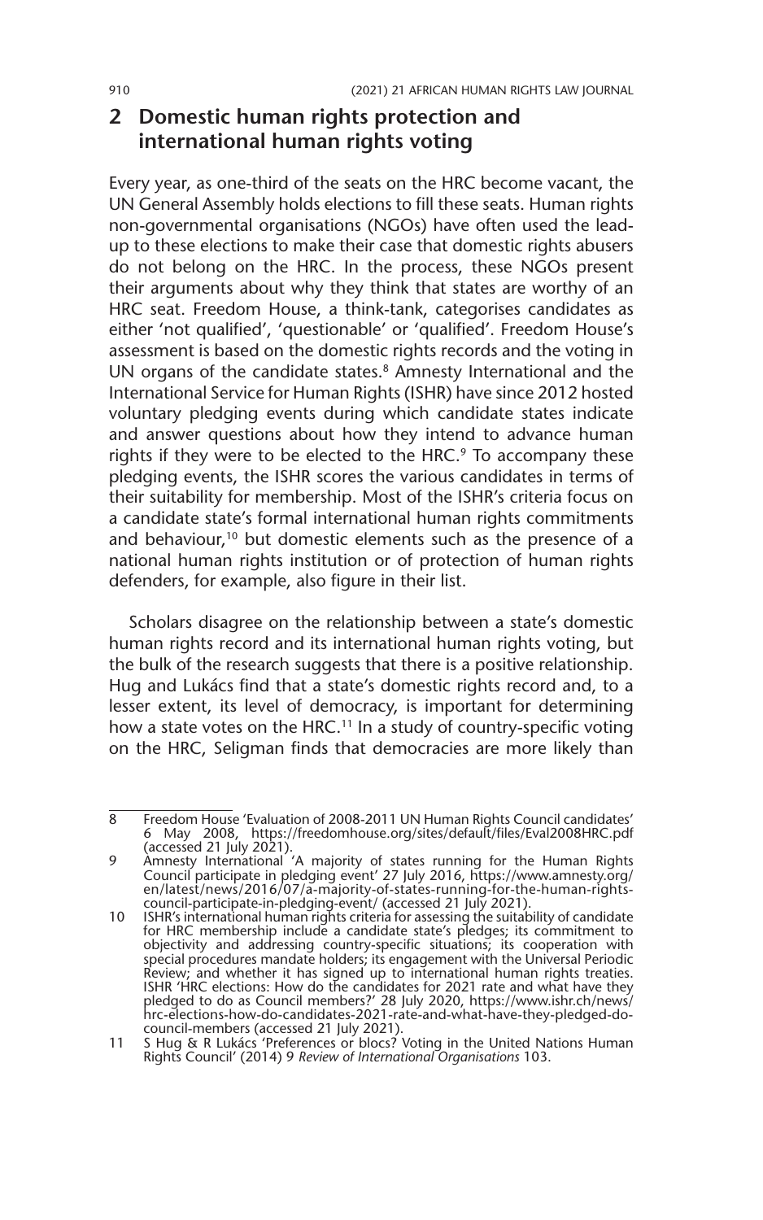## 2 Domestic human rights protection and international human rights voting

Every year, as one-third of the seats on the HRC become vacant, the UN General Assembly holds elections to fill these seats. Human rights non-governmental organisations (NGOs) have often used the lead-up to these elections to make their case that domestic rights abusers do not belong on the HRC. In the process, these NGOs present their arguments about why they think that states are worthy of an HRC seat. Freedom House, a think-tank, categorises candidates as either 'not qualified', 'questionable' or 'qualified'. Freedom House's assessment is based on the domestic rights records and the voting in UN organs of the candidate states.[8] Amnesty International and the International Service for Human Rights (ISHR) have since 2012 hosted voluntary pledging events during which candidate states indicate and answer questions about how they intend to advance human rights if they were to be elected to the HRC.[9] To accompany these pledging events, the ISHR scores the various candidates in terms of their suitability for membership. Most of the ISHR's criteria focus on a candidate state's formal international human rights commitments and behaviour,[10] but domestic elements such as the presence of a national human rights institution or of protection of human rights defenders, for example, also figure in their list.

Scholars disagree on the relationship between a state's domestic human rights record and its international human rights voting, but the bulk of the research suggests that there is a positive relationship. Hug and Lukács find that a state's domestic rights record and, to a lesser extent, its level of democracy, is important for determining how a state votes on the HRC.[11] In a study of country-specific voting on the HRC, Seligman finds that democracies are more likely than

---

8 Freedom House 'Evaluation of 2008-2011 UN Human Rights Council candidates' 6 May 2008, https://freedomhouse.org/sites/default/files/Eval2008HRC.pdf (accessed 21 July 2021).

9 Amnesty International 'A majority of states running for the Human Rights Council participate in pledging event' 27 July 2016, https://www.amnesty.org/en/latest/news/2016/07/a-majority-of-states-running-for-the-human-rights-council-participate-in-pledging-event/ (accessed 21 July 2021).

10 ISHR's international human rights criteria for assessing the suitability of candidate for HRC membership include a candidate state's pledges; its commitment to objectivity and addressing country-specific situations; its cooperation with special procedures mandate holders; its engagement with the Universal Periodic Review; and whether it has signed up to international human rights treaties. ISHR 'HRC elections: How do the candidates for 2021 rate and what have they pledged to do as Council members?' 28 July 2020, https://www.ishr.ch/news/hrc-elections-how-do-candidates-2021-rate-and-what-have-they-pledged-do-council-members (accessed 21 July 2021).

11 S Hug & R Lukács 'Preferences or blocs? Voting in the United Nations Human Rights Council' (2014) 9 *Review of International Organisations* 103.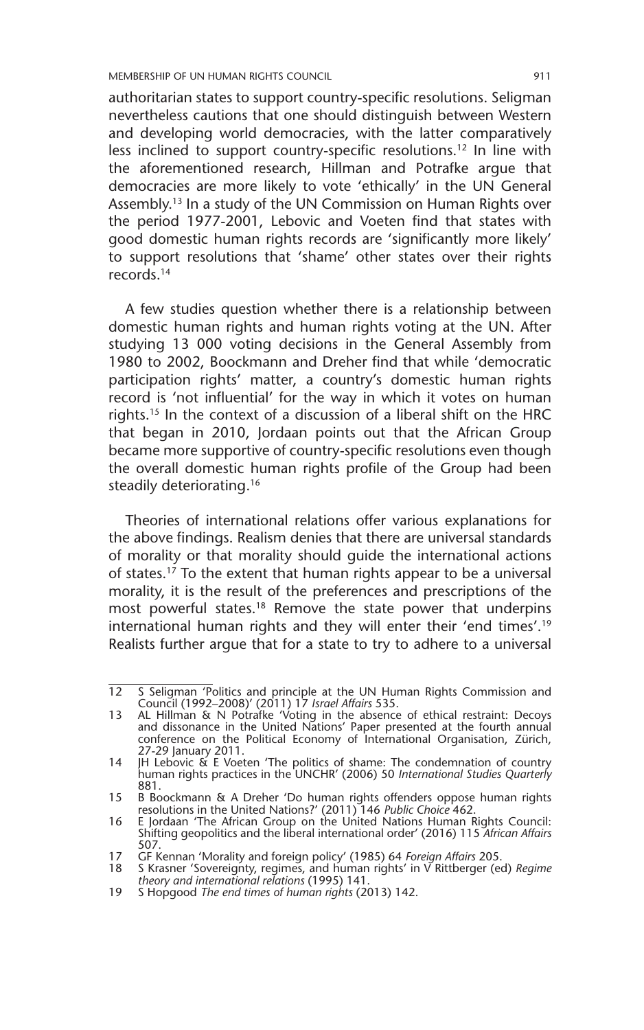authoritarian states to support country-specific resolutions. Seligman nevertheless cautions that one should distinguish between Western and developing world democracies, with the latter comparatively less inclined to support country-specific resolutions.[12] In line with the aforementioned research, Hillman and Potrafke argue that democracies are more likely to vote 'ethically' in the UN General Assembly.[13] In a study of the UN Commission on Human Rights over the period 1977-2001, Lebovic and Voeten find that states with good domestic human rights records are 'significantly more likely' to support resolutions that 'shame' other states over their rights records.[14]

A few studies question whether there is a relationship between domestic human rights and human rights voting at the UN. After studying 13 000 voting decisions in the General Assembly from 1980 to 2002, Boockmann and Dreher find that while 'democratic participation rights' matter, a country's domestic human rights record is 'not influential' for the way in which it votes on human rights.[15] In the context of a discussion of a liberal shift on the HRC that began in 2010, Jordaan points out that the African Group became more supportive of country-specific resolutions even though the overall domestic human rights profile of the Group had been steadily deteriorating.[16]

Theories of international relations offer various explanations for the above findings. Realism denies that there are universal standards of morality or that morality should guide the international actions of states.[17] To the extent that human rights appear to be a universal morality, it is the result of the preferences and prescriptions of the most powerful states.[18] Remove the state power that underpins international human rights and they will enter their 'end times'.[19] Realists further argue that for a state to try to adhere to a universal

---

12 S Seligman 'Politics and principle at the UN Human Rights Commission and Council (1992–2008)' (2011) 17 *Israel Affairs* 535.

13 AL Hillman & N Potrafke 'Voting in the absence of ethical restraint: Decoys and dissonance in the United Nations' Paper presented at the fourth annual conference on the Political Economy of International Organisation, Zürich, 27-29 January 2011.

14 JH Lebovic & E Voeten 'The politics of shame: The condemnation of country human rights practices in the UNCHR' (2006) 50 *International Studies Quarterly* 881.

15 B Boockmann & A Dreher 'Do human rights offenders oppose human rights resolutions in the United Nations?' (2011) 146 *Public Choice* 462.

16 E Jordaan 'The African Group on the United Nations Human Rights Council: Shifting geopolitics and the liberal international order' (2016) 115 *African Affairs* 507.

17 GF Kennan 'Morality and foreign policy' (1985) 64 *Foreign Affairs* 205.

18 S Krasner 'Sovereignty, regimes, and human rights' in V Rittberger (ed) *Regime theory and international relations* (1995) 141.

19 S Hopgood *The end times of human rights* (2013) 142.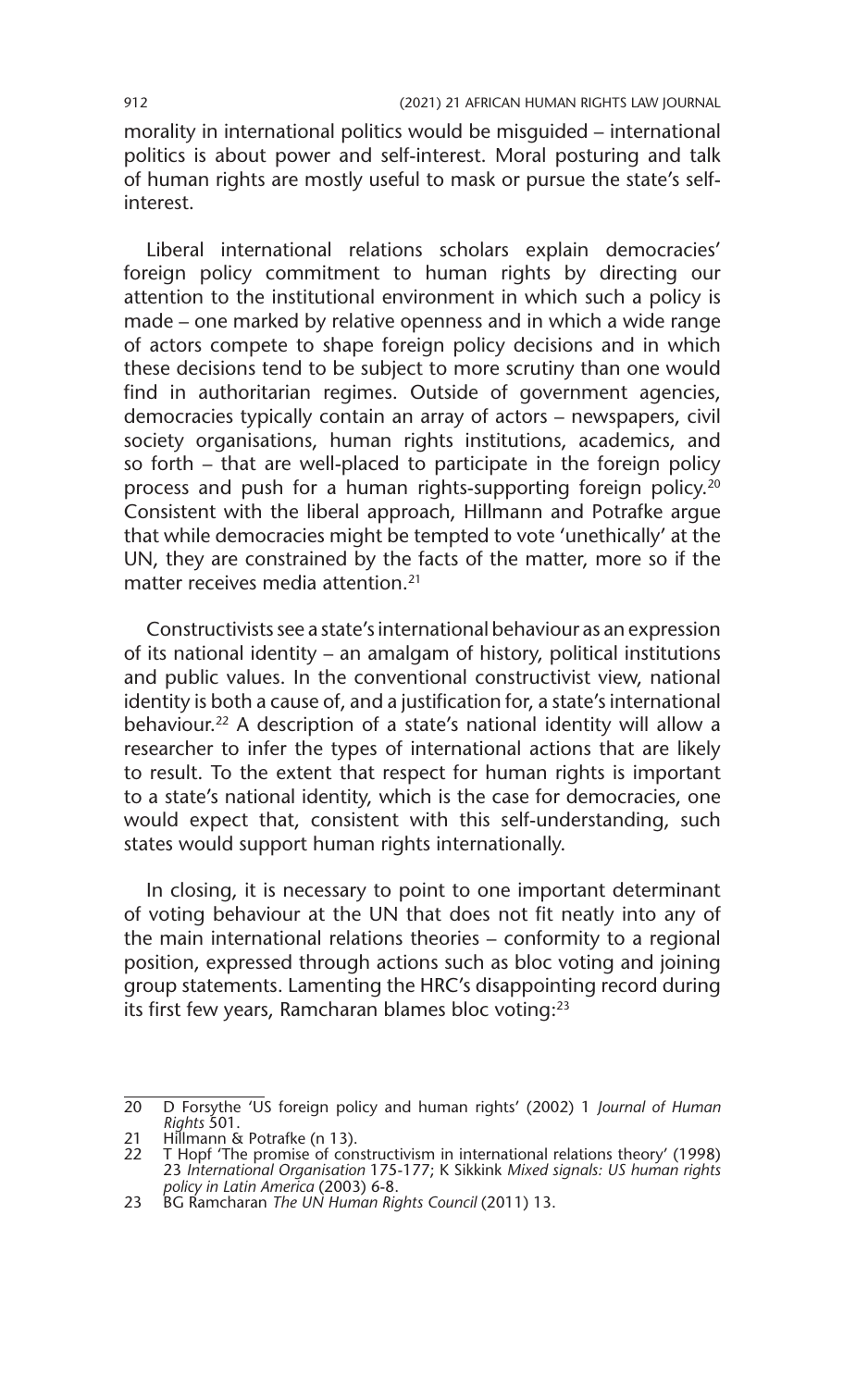morality in international politics would be misguided – international politics is about power and self-interest. Moral posturing and talk of human rights are mostly useful to mask or pursue the state's self-interest.

Liberal international relations scholars explain democracies' foreign policy commitment to human rights by directing our attention to the institutional environment in which such a policy is made – one marked by relative openness and in which a wide range of actors compete to shape foreign policy decisions and in which these decisions tend to be subject to more scrutiny than one would find in authoritarian regimes. Outside of government agencies, democracies typically contain an array of actors – newspapers, civil society organisations, human rights institutions, academics, and so forth – that are well-placed to participate in the foreign policy process and push for a human rights-supporting foreign policy.[20] Consistent with the liberal approach, Hillmann and Potrafke argue that while democracies might be tempted to vote 'unethically' at the UN, they are constrained by the facts of the matter, more so if the matter receives media attention.[21]

Constructivists see a state's international behaviour as an expression of its national identity – an amalgam of history, political institutions and public values. In the conventional constructivist view, national identity is both a cause of, and a justification for, a state's international behaviour.[22] A description of a state's national identity will allow a researcher to infer the types of international actions that are likely to result. To the extent that respect for human rights is important to a state's national identity, which is the case for democracies, one would expect that, consistent with this self-understanding, such states would support human rights internationally.

In closing, it is necessary to point to one important determinant of voting behaviour at the UN that does not fit neatly into any of the main international relations theories – conformity to a regional position, expressed through actions such as bloc voting and joining group statements. Lamenting the HRC's disappointing record during its first few years, Ramcharan blames bloc voting:[23]

---

20 D Forsythe 'US foreign policy and human rights' (2002) 1 *Journal of Human Rights* 501.

21 Hillmann & Potrafke (n 13).

22 T Hopf 'The promise of constructivism in international relations theory' (1998) 23 *International Organisation* 175-177; K Sikkink *Mixed signals: US human rights policy in Latin America* (2003) 6-8.

23 BG Ramcharan *The UN Human Rights Council* (2011) 13.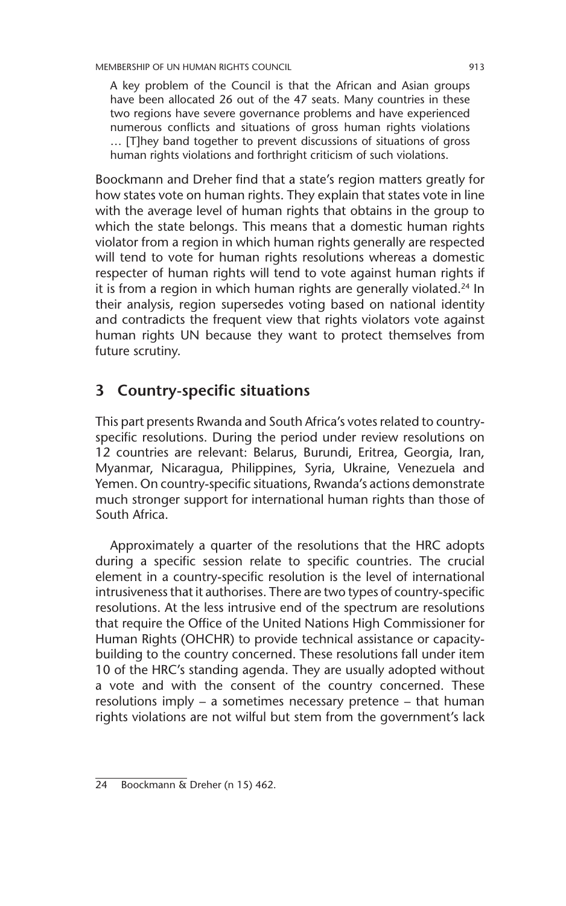> A key problem of the Council is that the African and Asian groups have been allocated 26 out of the 47 seats. Many countries in these two regions have severe governance problems and have experienced numerous conflicts and situations of gross human rights violations … [T]hey band together to prevent discussions of situations of gross human rights violations and forthright criticism of such violations.

Boockmann and Dreher find that a state's region matters greatly for how states vote on human rights. They explain that states vote in line with the average level of human rights that obtains in the group to which the state belongs. This means that a domestic human rights violator from a region in which human rights generally are respected will tend to vote for human rights resolutions whereas a domestic respecter of human rights will tend to vote against human rights if it is from a region in which human rights are generally violated.[24] In their analysis, region supersedes voting based on national identity and contradicts the frequent view that rights violators vote against human rights UN because they want to protect themselves from future scrutiny.

## 3 Country-specific situations

This part presents Rwanda and South Africa's votes related to country-specific resolutions. During the period under review resolutions on 12 countries are relevant: Belarus, Burundi, Eritrea, Georgia, Iran, Myanmar, Nicaragua, Philippines, Syria, Ukraine, Venezuela and Yemen. On country-specific situations, Rwanda's actions demonstrate much stronger support for international human rights than those of South Africa.

Approximately a quarter of the resolutions that the HRC adopts during a specific session relate to specific countries. The crucial element in a country-specific resolution is the level of international intrusiveness that it authorises. There are two types of country-specific resolutions. At the less intrusive end of the spectrum are resolutions that require the Office of the United Nations High Commissioner for Human Rights (OHCHR) to provide technical assistance or capacity-building to the country concerned. These resolutions fall under item 10 of the HRC's standing agenda. They are usually adopted without a vote and with the consent of the country concerned. These resolutions imply – a sometimes necessary pretence – that human rights violations are not wilful but stem from the government's lack

24 Boockmann & Dreher (n 15) 462.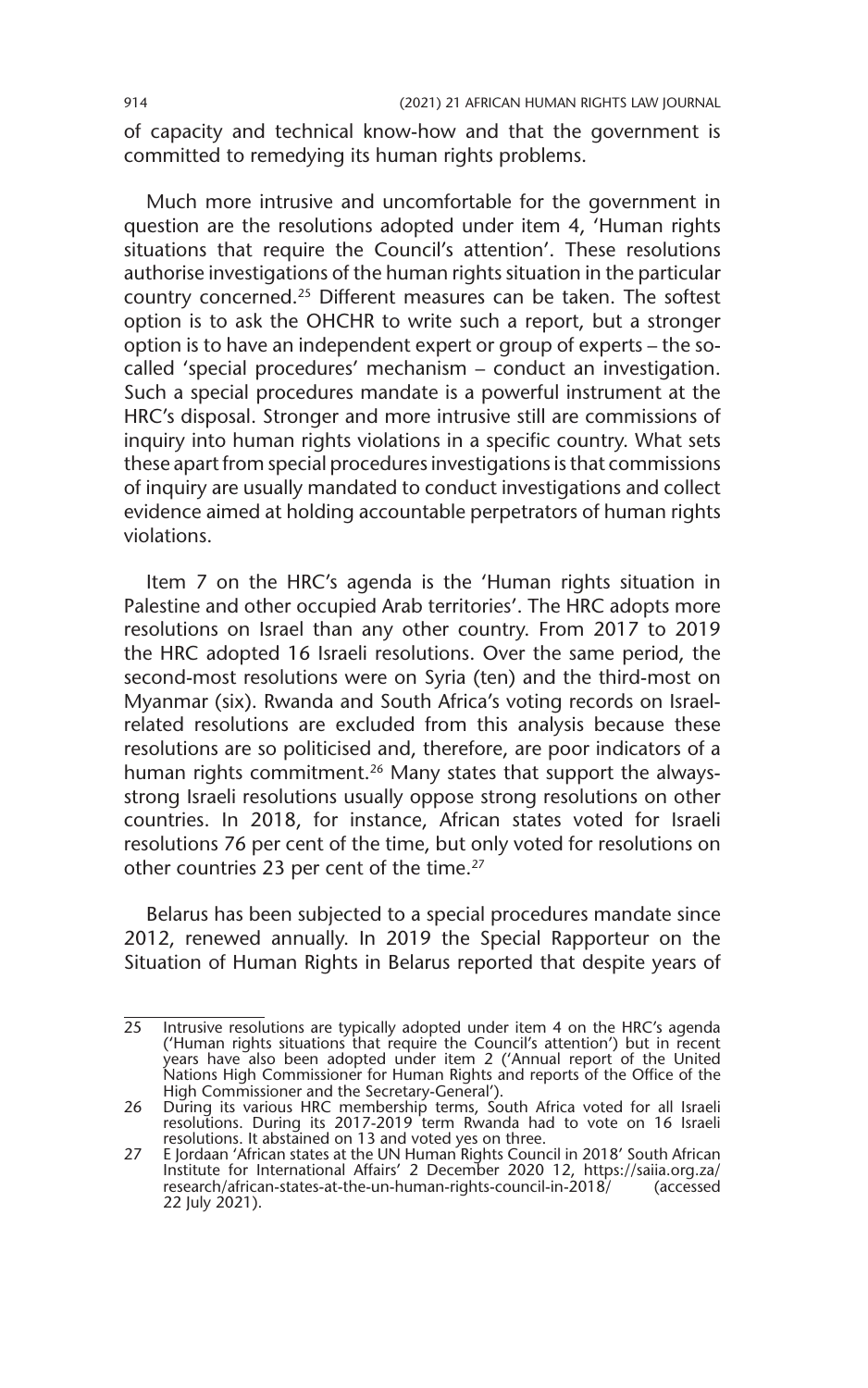of capacity and technical know-how and that the government is committed to remedying its human rights problems.

Much more intrusive and uncomfortable for the government in question are the resolutions adopted under item 4, 'Human rights situations that require the Council's attention'. These resolutions authorise investigations of the human rights situation in the particular country concerned.[25] Different measures can be taken. The softest option is to ask the OHCHR to write such a report, but a stronger option is to have an independent expert or group of experts – the so-called 'special procedures' mechanism – conduct an investigation. Such a special procedures mandate is a powerful instrument at the HRC's disposal. Stronger and more intrusive still are commissions of inquiry into human rights violations in a specific country. What sets these apart from special procedures investigations is that commissions of inquiry are usually mandated to conduct investigations and collect evidence aimed at holding accountable perpetrators of human rights violations.

Item 7 on the HRC's agenda is the 'Human rights situation in Palestine and other occupied Arab territories'. The HRC adopts more resolutions on Israel than any other country. From 2017 to 2019 the HRC adopted 16 Israeli resolutions. Over the same period, the second-most resolutions were on Syria (ten) and the third-most on Myanmar (six). Rwanda and South Africa's voting records on Israel-related resolutions are excluded from this analysis because these resolutions are so politicised and, therefore, are poor indicators of a human rights commitment.[26] Many states that support the always-strong Israeli resolutions usually oppose strong resolutions on other countries. In 2018, for instance, African states voted for Israeli resolutions 76 per cent of the time, but only voted for resolutions on other countries 23 per cent of the time.[27]

Belarus has been subjected to a special procedures mandate since 2012, renewed annually. In 2019 the Special Rapporteur on the Situation of Human Rights in Belarus reported that despite years of

---

25 Intrusive resolutions are typically adopted under item 4 on the HRC's agenda ('Human rights situations that require the Council's attention') but in recent years have also been adopted under item 2 ('Annual report of the United Nations High Commissioner for Human Rights and reports of the Office of the High Commissioner and the Secretary-General').

26 During its various HRC membership terms, South Africa voted for all Israeli resolutions. During its 2017-2019 term Rwanda had to vote on 16 Israeli resolutions. It abstained on 13 and voted yes on three.

27 E Jordaan 'African states at the UN Human Rights Council in 2018' South African Institute for International Affairs' 2 December 2020 12, https://saiia.org.za/research/african-states-at-the-un-human-rights-council-in-2018/ (accessed 22 July 2021).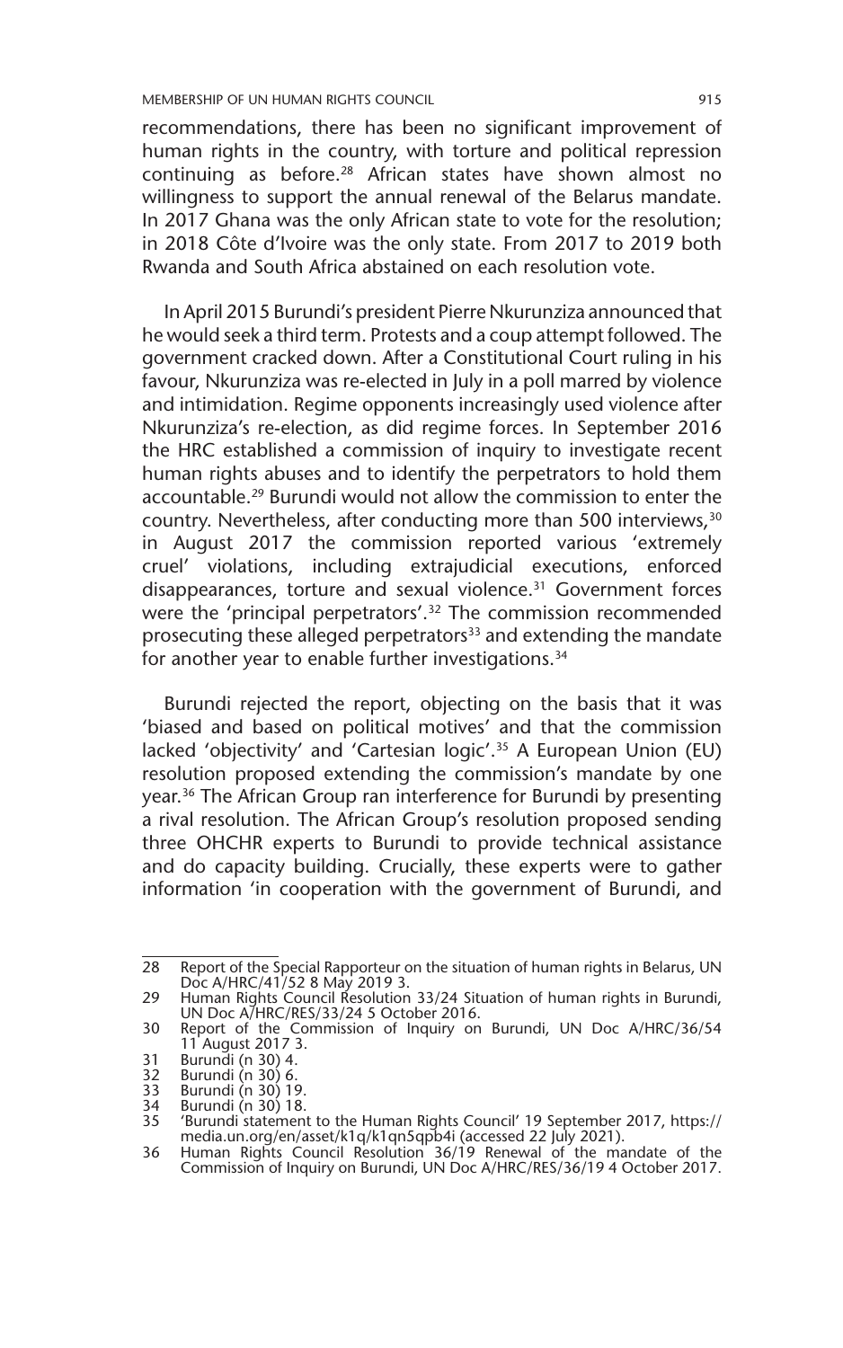recommendations, there has been no significant improvement of human rights in the country, with torture and political repression continuing as before.[28] African states have shown almost no willingness to support the annual renewal of the Belarus mandate. In 2017 Ghana was the only African state to vote for the resolution; in 2018 Côte d'Ivoire was the only state. From 2017 to 2019 both Rwanda and South Africa abstained on each resolution vote.

In April 2015 Burundi's president Pierre Nkurunziza announced that he would seek a third term. Protests and a coup attempt followed. The government cracked down. After a Constitutional Court ruling in his favour, Nkurunziza was re-elected in July in a poll marred by violence and intimidation. Regime opponents increasingly used violence after Nkurunziza's re-election, as did regime forces. In September 2016 the HRC established a commission of inquiry to investigate recent human rights abuses and to identify the perpetrators to hold them accountable.[29] Burundi would not allow the commission to enter the country. Nevertheless, after conducting more than 500 interviews,[30] in August 2017 the commission reported various 'extremely cruel' violations, including extrajudicial executions, enforced disappearances, torture and sexual violence.[31] Government forces were the 'principal perpetrators'.[32] The commission recommended prosecuting these alleged perpetrators[33] and extending the mandate for another year to enable further investigations.[34]

Burundi rejected the report, objecting on the basis that it was 'biased and based on political motives' and that the commission lacked 'objectivity' and 'Cartesian logic'.[35] A European Union (EU) resolution proposed extending the commission's mandate by one year.[36] The African Group ran interference for Burundi by presenting a rival resolution. The African Group's resolution proposed sending three OHCHR experts to Burundi to provide technical assistance and do capacity building. Crucially, these experts were to gather information 'in cooperation with the government of Burundi, and

---

28 Report of the Special Rapporteur on the situation of human rights in Belarus, UN Doc A/HRC/41/52 8 May 2019 3.

29 Human Rights Council Resolution 33/24 Situation of human rights in Burundi, UN Doc A/HRC/RES/33/24 5 October 2016.

30 Report of the Commission of Inquiry on Burundi, UN Doc A/HRC/36/54 11 August 2017 3.

31 Burundi (n 30) 4.

32 Burundi (n 30) 6.

33 Burundi (n 30) 19.

34 Burundi (n 30) 18.

35 'Burundi statement to the Human Rights Council' 19 September 2017, https://media.un.org/en/asset/k1q/k1qn5qpb4i (accessed 22 July 2021).

36 Human Rights Council Resolution 36/19 Renewal of the mandate of the Commission of Inquiry on Burundi, UN Doc A/HRC/RES/36/19 4 October 2017.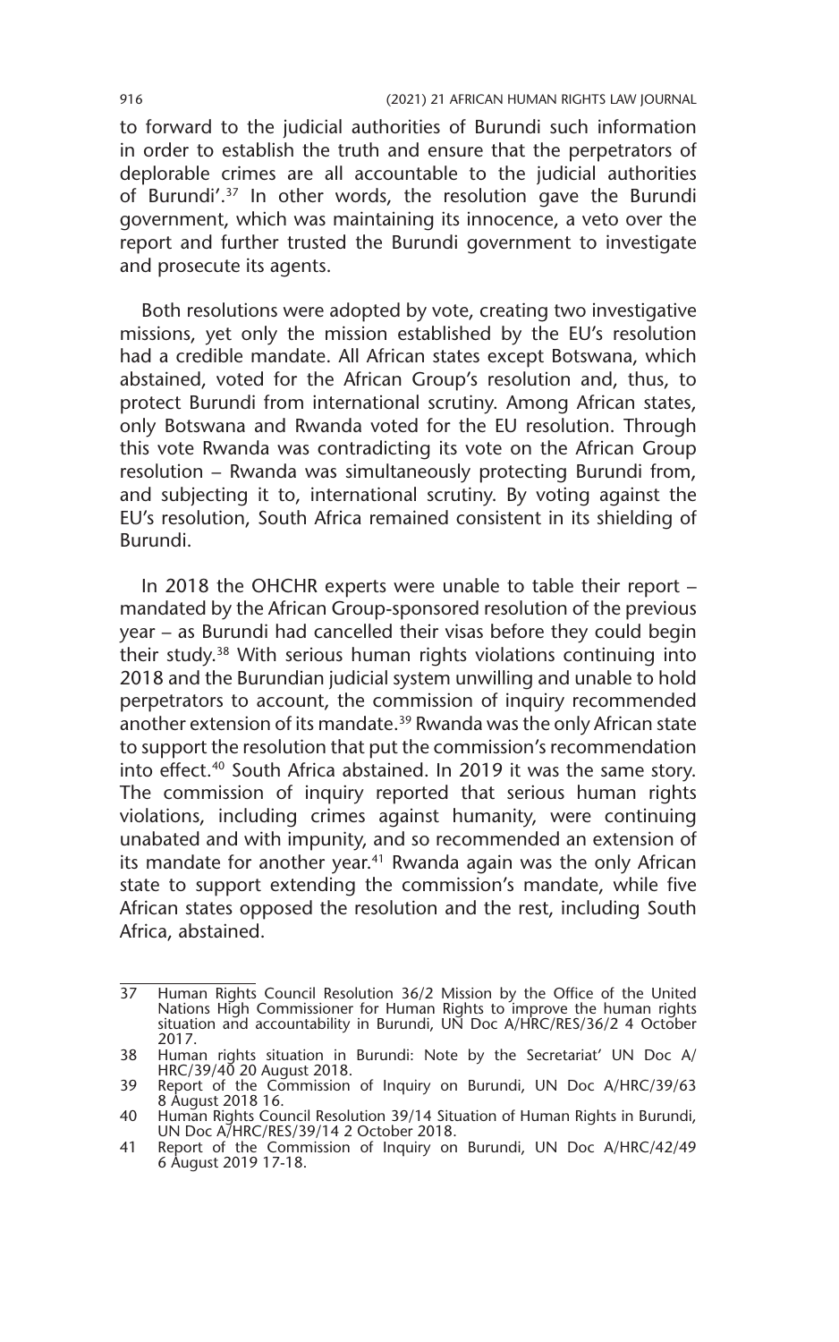to forward to the judicial authorities of Burundi such information in order to establish the truth and ensure that the perpetrators of deplorable crimes are all accountable to the judicial authorities of Burundi'.[37] In other words, the resolution gave the Burundi government, which was maintaining its innocence, a veto over the report and further trusted the Burundi government to investigate and prosecute its agents.

Both resolutions were adopted by vote, creating two investigative missions, yet only the mission established by the EU's resolution had a credible mandate. All African states except Botswana, which abstained, voted for the African Group's resolution and, thus, to protect Burundi from international scrutiny. Among African states, only Botswana and Rwanda voted for the EU resolution. Through this vote Rwanda was contradicting its vote on the African Group resolution – Rwanda was simultaneously protecting Burundi from, and subjecting it to, international scrutiny. By voting against the EU's resolution, South Africa remained consistent in its shielding of Burundi.

In 2018 the OHCHR experts were unable to table their report – mandated by the African Group-sponsored resolution of the previous year – as Burundi had cancelled their visas before they could begin their study.[38] With serious human rights violations continuing into 2018 and the Burundian judicial system unwilling and unable to hold perpetrators to account, the commission of inquiry recommended another extension of its mandate.[39] Rwanda was the only African state to support the resolution that put the commission's recommendation into effect.[40] South Africa abstained. In 2019 it was the same story. The commission of inquiry reported that serious human rights violations, including crimes against humanity, were continuing unabated and with impunity, and so recommended an extension of its mandate for another year.[41] Rwanda again was the only African state to support extending the commission's mandate, while five African states opposed the resolution and the rest, including South Africa, abstained.

---

37 Human Rights Council Resolution 36/2 Mission by the Office of the United Nations High Commissioner for Human Rights to improve the human rights situation and accountability in Burundi, UN Doc A/HRC/RES/36/2 4 October 2017.

38 Human rights situation in Burundi: Note by the Secretariat' UN Doc A/HRC/39/40 20 August 2018.

39 Report of the Commission of Inquiry on Burundi, UN Doc A/HRC/39/63 8 August 2018 16.

40 Human Rights Council Resolution 39/14 Situation of Human Rights in Burundi, UN Doc A/HRC/RES/39/14 2 October 2018.

41 Report of the Commission of Inquiry on Burundi, UN Doc A/HRC/42/49 6 August 2019 17-18.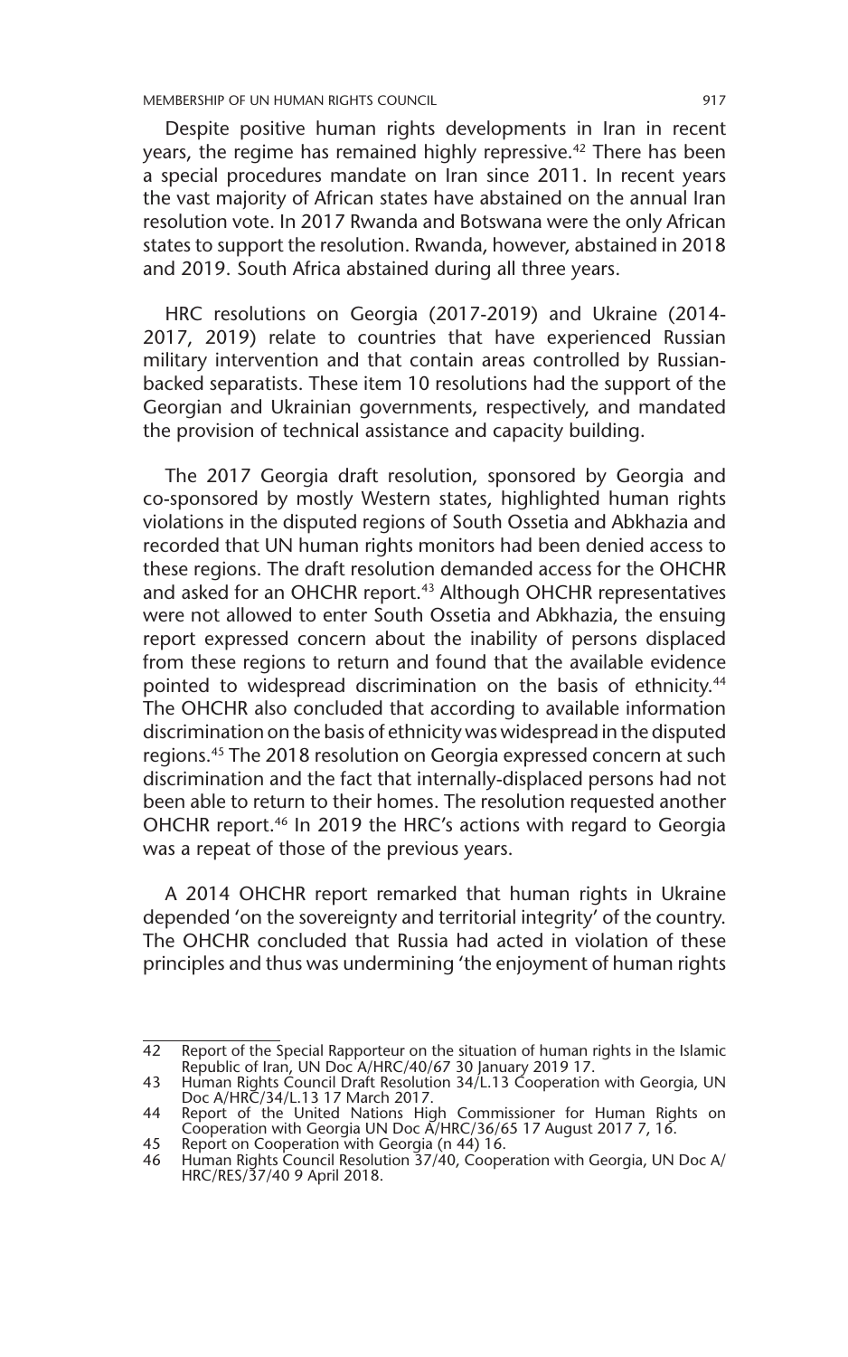Despite positive human rights developments in Iran in recent years, the regime has remained highly repressive.[42] There has been a special procedures mandate on Iran since 2011. In recent years the vast majority of African states have abstained on the annual Iran resolution vote. In 2017 Rwanda and Botswana were the only African states to support the resolution. Rwanda, however, abstained in 2018 and 2019. South Africa abstained during all three years.

HRC resolutions on Georgia (2017-2019) and Ukraine (2014-2017, 2019) relate to countries that have experienced Russian military intervention and that contain areas controlled by Russian-backed separatists. These item 10 resolutions had the support of the Georgian and Ukrainian governments, respectively, and mandated the provision of technical assistance and capacity building.

The 2017 Georgia draft resolution, sponsored by Georgia and co-sponsored by mostly Western states, highlighted human rights violations in the disputed regions of South Ossetia and Abkhazia and recorded that UN human rights monitors had been denied access to these regions. The draft resolution demanded access for the OHCHR and asked for an OHCHR report.[43] Although OHCHR representatives were not allowed to enter South Ossetia and Abkhazia, the ensuing report expressed concern about the inability of persons displaced from these regions to return and found that the available evidence pointed to widespread discrimination on the basis of ethnicity.[44] The OHCHR also concluded that according to available information discrimination on the basis of ethnicity was widespread in the disputed regions.[45] The 2018 resolution on Georgia expressed concern at such discrimination and the fact that internally-displaced persons had not been able to return to their homes. The resolution requested another OHCHR report.[46] In 2019 the HRC's actions with regard to Georgia was a repeat of those of the previous years.

A 2014 OHCHR report remarked that human rights in Ukraine depended 'on the sovereignty and territorial integrity' of the country. The OHCHR concluded that Russia had acted in violation of these principles and thus was undermining 'the enjoyment of human rights

---

42 Report of the Special Rapporteur on the situation of human rights in the Islamic Republic of Iran, UN Doc A/HRC/40/67 30 January 2019 17.

43 Human Rights Council Draft Resolution 34/L.13 Cooperation with Georgia, UN Doc A/HRC/34/L.13 17 March 2017.

44 Report of the United Nations High Commissioner for Human Rights on Cooperation with Georgia UN Doc A/HRC/36/65 17 August 2017 7, 16.

45 Report on Cooperation with Georgia (n 44) 16.

46 Human Rights Council Resolution 37/40, Cooperation with Georgia, UN Doc A/HRC/RES/37/40 9 April 2018.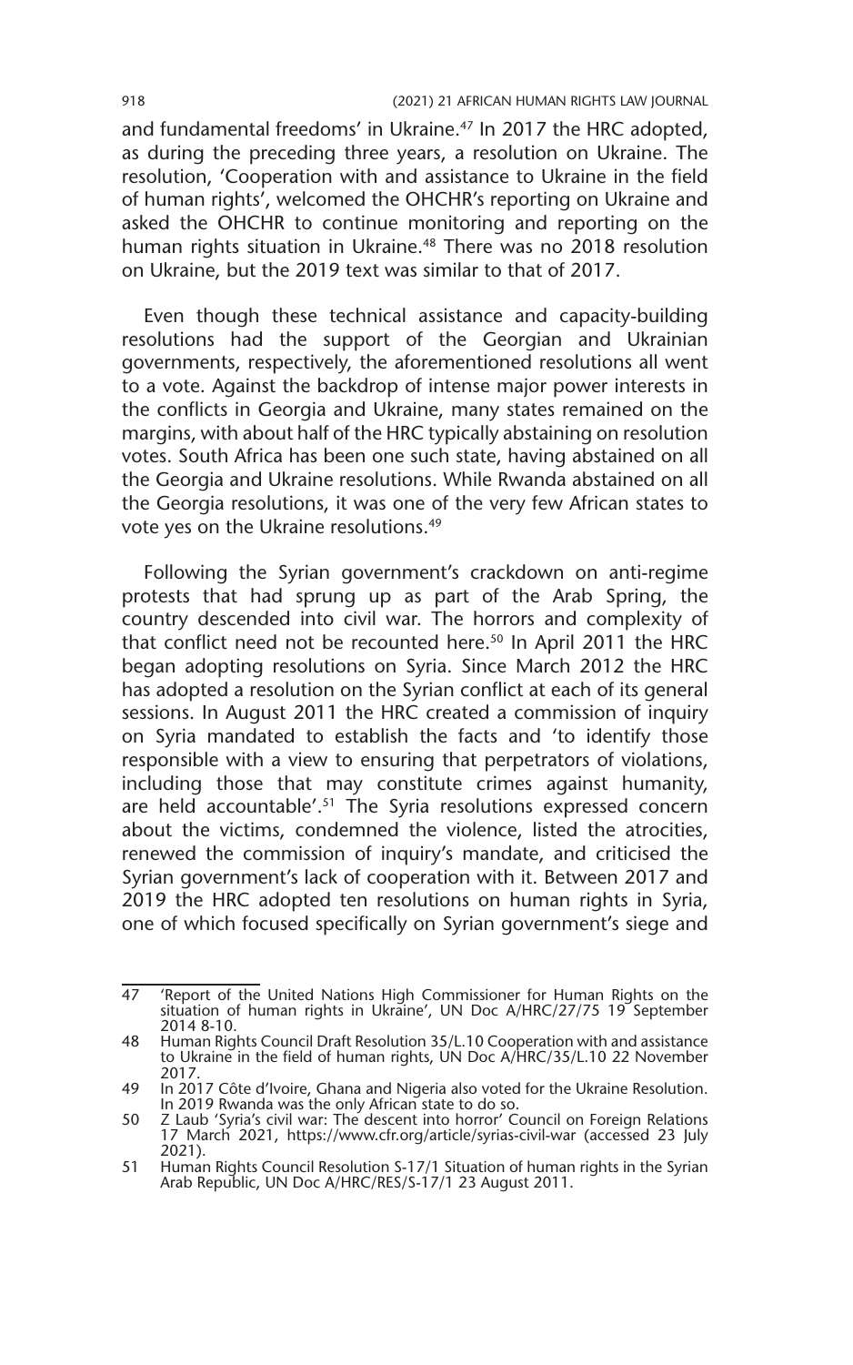and fundamental freedoms' in Ukraine.[47] In 2017 the HRC adopted, as during the preceding three years, a resolution on Ukraine. The resolution, 'Cooperation with and assistance to Ukraine in the field of human rights', welcomed the OHCHR's reporting on Ukraine and asked the OHCHR to continue monitoring and reporting on the human rights situation in Ukraine.[48] There was no 2018 resolution on Ukraine, but the 2019 text was similar to that of 2017.

Even though these technical assistance and capacity-building resolutions had the support of the Georgian and Ukrainian governments, respectively, the aforementioned resolutions all went to a vote. Against the backdrop of intense major power interests in the conflicts in Georgia and Ukraine, many states remained on the margins, with about half of the HRC typically abstaining on resolution votes. South Africa has been one such state, having abstained on all the Georgia and Ukraine resolutions. While Rwanda abstained on all the Georgia resolutions, it was one of the very few African states to vote yes on the Ukraine resolutions.[49]

Following the Syrian government's crackdown on anti-regime protests that had sprung up as part of the Arab Spring, the country descended into civil war. The horrors and complexity of that conflict need not be recounted here.[50] In April 2011 the HRC began adopting resolutions on Syria. Since March 2012 the HRC has adopted a resolution on the Syrian conflict at each of its general sessions. In August 2011 the HRC created a commission of inquiry on Syria mandated to establish the facts and 'to identify those responsible with a view to ensuring that perpetrators of violations, including those that may constitute crimes against humanity, are held accountable'.[51] The Syria resolutions expressed concern about the victims, condemned the violence, listed the atrocities, renewed the commission of inquiry's mandate, and criticised the Syrian government's lack of cooperation with it. Between 2017 and 2019 the HRC adopted ten resolutions on human rights in Syria, one of which focused specifically on Syrian government's siege and

---

47 'Report of the United Nations High Commissioner for Human Rights on the situation of human rights in Ukraine', UN Doc A/HRC/27/75 19 September 2014 8-10.

48 Human Rights Council Draft Resolution 35/L.10 Cooperation with and assistance to Ukraine in the field of human rights, UN Doc A/HRC/35/L.10 22 November 2017.

49 In 2017 Côte d'Ivoire, Ghana and Nigeria also voted for the Ukraine Resolution. In 2019 Rwanda was the only African state to do so.

50 Z Laub 'Syria's civil war: The descent into horror' Council on Foreign Relations 17 March 2021, https://www.cfr.org/article/syrias-civil-war (accessed 23 July 2021).

51 Human Rights Council Resolution S-17/1 Situation of human rights in the Syrian Arab Republic, UN Doc A/HRC/RES/S-17/1 23 August 2011.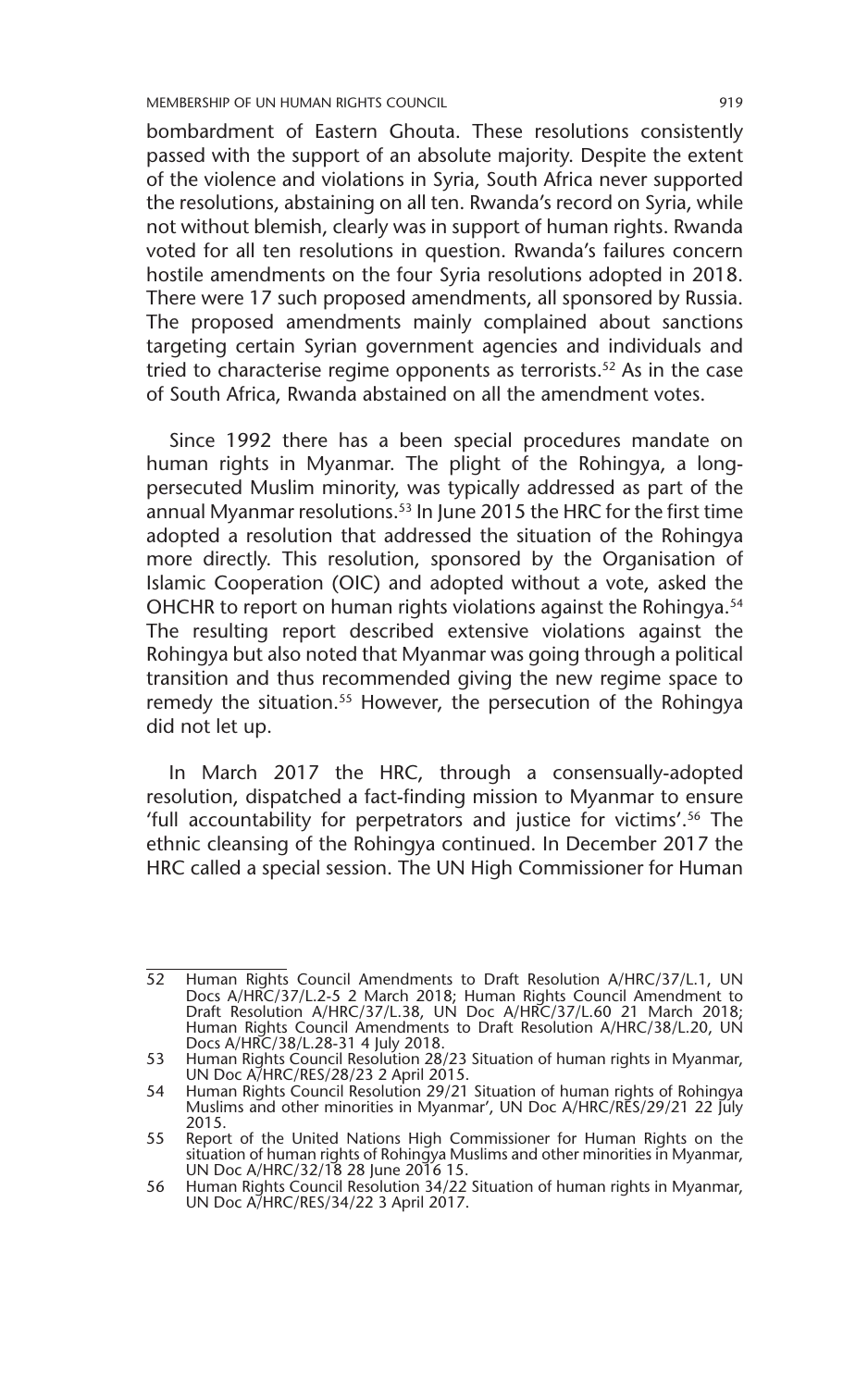bombardment of Eastern Ghouta. These resolutions consistently passed with the support of an absolute majority. Despite the extent of the violence and violations in Syria, South Africa never supported the resolutions, abstaining on all ten. Rwanda's record on Syria, while not without blemish, clearly was in support of human rights. Rwanda voted for all ten resolutions in question. Rwanda's failures concern hostile amendments on the four Syria resolutions adopted in 2018. There were 17 such proposed amendments, all sponsored by Russia. The proposed amendments mainly complained about sanctions targeting certain Syrian government agencies and individuals and tried to characterise regime opponents as terrorists.[52] As in the case of South Africa, Rwanda abstained on all the amendment votes.

Since 1992 there has a been special procedures mandate on human rights in Myanmar. The plight of the Rohingya, a long-persecuted Muslim minority, was typically addressed as part of the annual Myanmar resolutions.[53] In June 2015 the HRC for the first time adopted a resolution that addressed the situation of the Rohingya more directly. This resolution, sponsored by the Organisation of Islamic Cooperation (OIC) and adopted without a vote, asked the OHCHR to report on human rights violations against the Rohingya.[54] The resulting report described extensive violations against the Rohingya but also noted that Myanmar was going through a political transition and thus recommended giving the new regime space to remedy the situation.[55] However, the persecution of the Rohingya did not let up.

In March 2017 the HRC, through a consensually-adopted resolution, dispatched a fact-finding mission to Myanmar to ensure 'full accountability for perpetrators and justice for victims'.[56] The ethnic cleansing of the Rohingya continued. In December 2017 the HRC called a special session. The UN High Commissioner for Human

---

52 Human Rights Council Amendments to Draft Resolution A/HRC/37/L.1, UN Docs A/HRC/37/L.2-5 2 March 2018; Human Rights Council Amendment to Draft Resolution A/HRC/37/L.38, UN Doc A/HRC/37/L.60 21 March 2018; Human Rights Council Amendments to Draft Resolution A/HRC/38/L.20, UN Docs A/HRC/38/L.28-31 4 July 2018.

53 Human Rights Council Resolution 28/23 Situation of human rights in Myanmar, UN Doc A/HRC/RES/28/23 2 April 2015.

54 Human Rights Council Resolution 29/21 Situation of human rights of Rohingya Muslims and other minorities in Myanmar', UN Doc A/HRC/RES/29/21 22 July 2015.

55 Report of the United Nations High Commissioner for Human Rights on the situation of human rights of Rohingya Muslims and other minorities in Myanmar, UN Doc A/HRC/32/18 28 June 2016 15.

56 Human Rights Council Resolution 34/22 Situation of human rights in Myanmar, UN Doc A/HRC/RES/34/22 3 April 2017.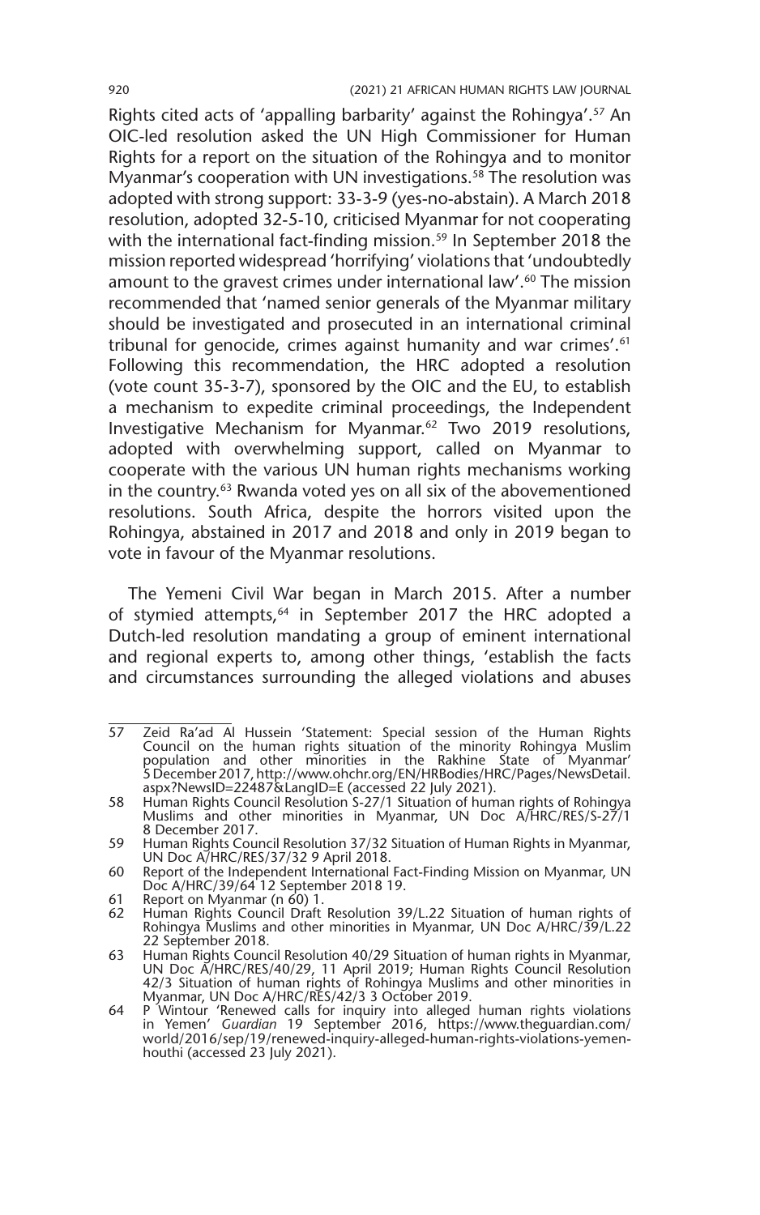Rights cited acts of 'appalling barbarity' against the Rohingya'.[57] An OIC-led resolution asked the UN High Commissioner for Human Rights for a report on the situation of the Rohingya and to monitor Myanmar's cooperation with UN investigations.[58] The resolution was adopted with strong support: 33-3-9 (yes-no-abstain). A March 2018 resolution, adopted 32-5-10, criticised Myanmar for not cooperating with the international fact-finding mission.[59] In September 2018 the mission reported widespread 'horrifying' violations that 'undoubtedly amount to the gravest crimes under international law'.[60] The mission recommended that 'named senior generals of the Myanmar military should be investigated and prosecuted in an international criminal tribunal for genocide, crimes against humanity and war crimes'.[61] Following this recommendation, the HRC adopted a resolution (vote count 35-3-7), sponsored by the OIC and the EU, to establish a mechanism to expedite criminal proceedings, the Independent Investigative Mechanism for Myanmar.[62] Two 2019 resolutions, adopted with overwhelming support, called on Myanmar to cooperate with the various UN human rights mechanisms working in the country.[63] Rwanda voted yes on all six of the abovementioned resolutions. South Africa, despite the horrors visited upon the Rohingya, abstained in 2017 and 2018 and only in 2019 began to vote in favour of the Myanmar resolutions.

The Yemeni Civil War began in March 2015. After a number of stymied attempts,[64] in September 2017 the HRC adopted a Dutch-led resolution mandating a group of eminent international and regional experts to, among other things, 'establish the facts and circumstances surrounding the alleged violations and abuses

---

57 Zeid Ra'ad Al Hussein 'Statement: Special session of the Human Rights Council on the human rights situation of the minority Rohingya Muslim population and other minorities in the Rakhine State of Myanmar' 5 December 2017, http://www.ohchr.org/EN/HRBodies/HRC/Pages/NewsDetail.aspx?NewsID=22487&LangID=E (accessed 22 July 2021).

58 Human Rights Council Resolution S-27/1 Situation of human rights of Rohingya Muslims and other minorities in Myanmar, UN Doc A/HRC/RES/S-27/1 8 December 2017.

59 Human Rights Council Resolution 37/32 Situation of Human Rights in Myanmar, UN Doc A/HRC/RES/37/32 9 April 2018.

60 Report of the Independent International Fact-Finding Mission on Myanmar, UN Doc A/HRC/39/64 12 September 2018 19.

61 Report on Myanmar (n 60) 1.

62 Human Rights Council Draft Resolution 39/L.22 Situation of human rights of Rohingya Muslims and other minorities in Myanmar, UN Doc A/HRC/39/L.22 22 September 2018.

63 Human Rights Council Resolution 40/29 Situation of human rights in Myanmar, UN Doc A/HRC/RES/40/29, 11 April 2019; Human Rights Council Resolution 42/3 Situation of human rights of Rohingya Muslims and other minorities in Myanmar, UN Doc A/HRC/RES/42/3 3 October 2019.

64 P Wintour 'Renewed calls for inquiry into alleged human rights violations in Yemen' *Guardian* 19 September 2016, https://www.theguardian.com/world/2016/sep/19/renewed-inquiry-alleged-human-rights-violations-yemen-houthi (accessed 23 July 2021).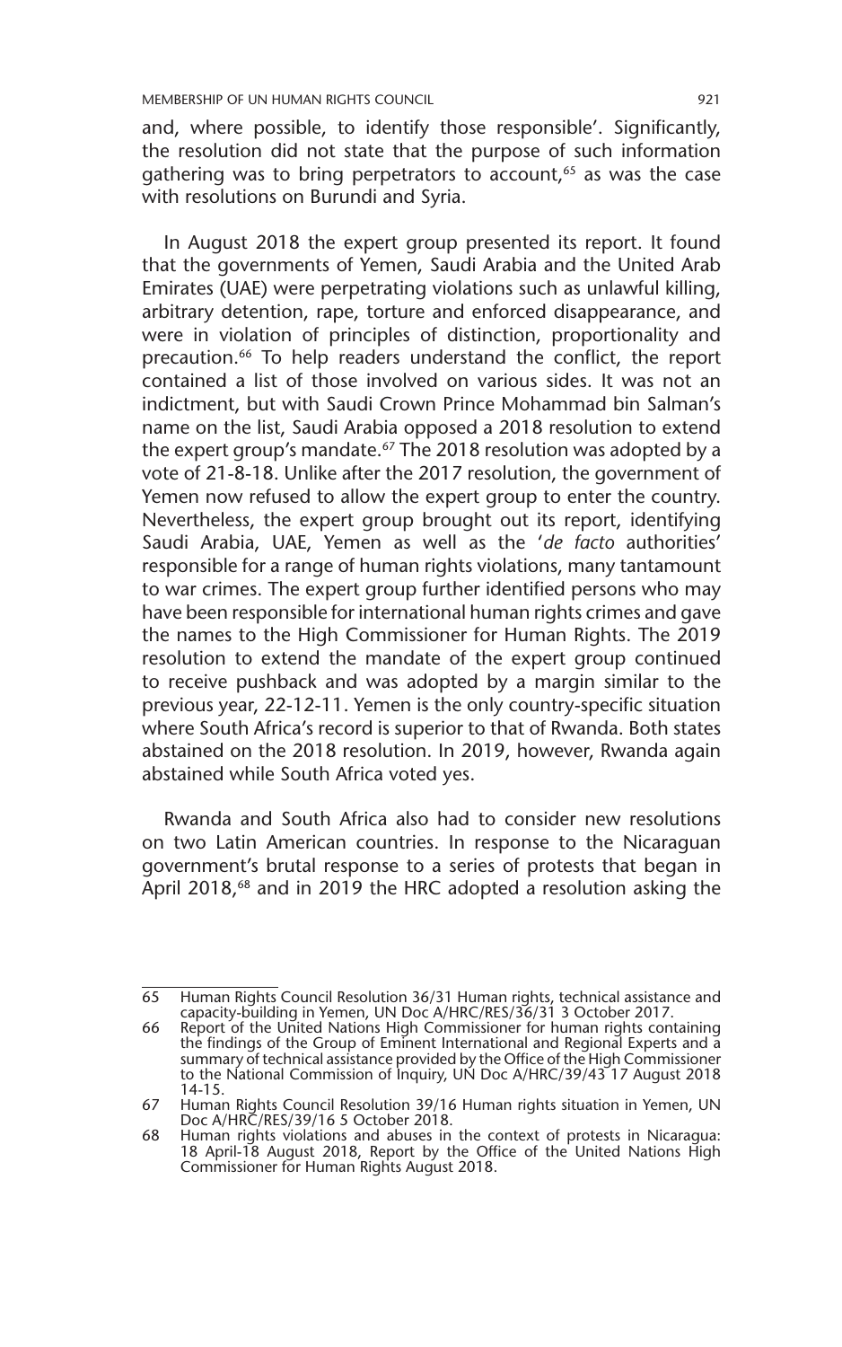and, where possible, to identify those responsible'. Significantly, the resolution did not state that the purpose of such information gathering was to bring perpetrators to account,[65] as was the case with resolutions on Burundi and Syria.

In August 2018 the expert group presented its report. It found that the governments of Yemen, Saudi Arabia and the United Arab Emirates (UAE) were perpetrating violations such as unlawful killing, arbitrary detention, rape, torture and enforced disappearance, and were in violation of principles of distinction, proportionality and precaution.[66] To help readers understand the conflict, the report contained a list of those involved on various sides. It was not an indictment, but with Saudi Crown Prince Mohammad bin Salman's name on the list, Saudi Arabia opposed a 2018 resolution to extend the expert group's mandate.[67] The 2018 resolution was adopted by a vote of 21-8-18. Unlike after the 2017 resolution, the government of Yemen now refused to allow the expert group to enter the country. Nevertheless, the expert group brought out its report, identifying Saudi Arabia, UAE, Yemen as well as the '*de facto* authorities' responsible for a range of human rights violations, many tantamount to war crimes. The expert group further identified persons who may have been responsible for international human rights crimes and gave the names to the High Commissioner for Human Rights. The 2019 resolution to extend the mandate of the expert group continued to receive pushback and was adopted by a margin similar to the previous year, 22-12-11. Yemen is the only country-specific situation where South Africa's record is superior to that of Rwanda. Both states abstained on the 2018 resolution. In 2019, however, Rwanda again abstained while South Africa voted yes.

Rwanda and South Africa also had to consider new resolutions on two Latin American countries. In response to the Nicaraguan government's brutal response to a series of protests that began in April 2018,[68] and in 2019 the HRC adopted a resolution asking the

---

65 Human Rights Council Resolution 36/31 Human rights, technical assistance and capacity-building in Yemen, UN Doc A/HRC/RES/36/31 3 October 2017.

66 Report of the United Nations High Commissioner for human rights containing the findings of the Group of Eminent International and Regional Experts and a summary of technical assistance provided by the Office of the High Commissioner to the National Commission of Inquiry, UN Doc A/HRC/39/43 17 August 2018 14-15.

67 Human Rights Council Resolution 39/16 Human rights situation in Yemen, UN Doc A/HRC/RES/39/16 5 October 2018.

68 Human rights violations and abuses in the context of protests in Nicaragua: 18 April-18 August 2018, Report by the Office of the United Nations High Commissioner for Human Rights August 2018.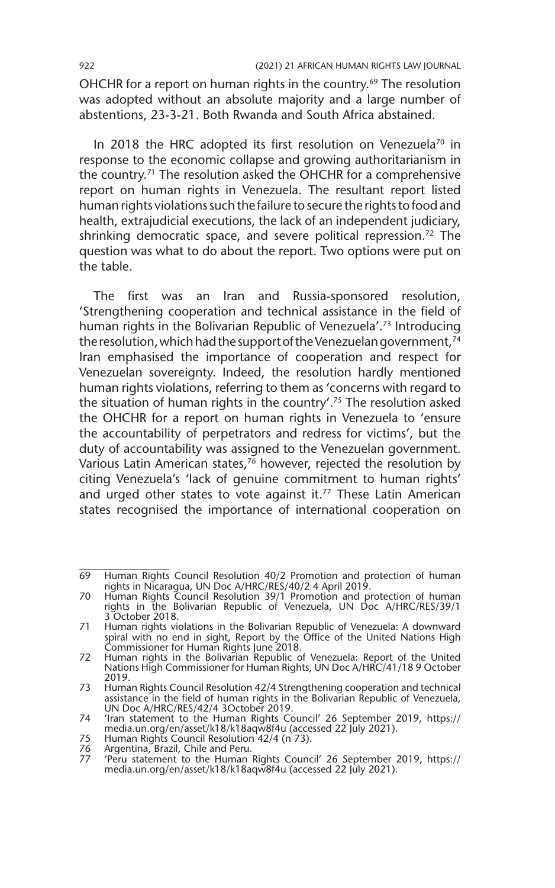OHCHR for a report on human rights in the country.[69] The resolution was adopted without an absolute majority and a large number of abstentions, 23-3-21. Both Rwanda and South Africa abstained.

In 2018 the HRC adopted its first resolution on Venezuela[70] in response to the economic collapse and growing authoritarianism in the country.[71] The resolution asked the OHCHR for a comprehensive report on human rights in Venezuela. The resultant report listed human rights violations such the failure to secure the rights to food and health, extrajudicial executions, the lack of an independent judiciary, shrinking democratic space, and severe political repression.[72] The question was what to do about the report. Two options were put on the table.

The first was an Iran and Russia-sponsored resolution, 'Strengthening cooperation and technical assistance in the field of human rights in the Bolivarian Republic of Venezuela'.[73] Introducing the resolution, which had the support of the Venezuelan government,[74] Iran emphasised the importance of cooperation and respect for Venezuelan sovereignty. Indeed, the resolution hardly mentioned human rights violations, referring to them as 'concerns with regard to the situation of human rights in the country'.[75] The resolution asked the OHCHR for a report on human rights in Venezuela to 'ensure the accountability of perpetrators and redress for victims', but the duty of accountability was assigned to the Venezuelan government. Various Latin American states,[76] however, rejected the resolution by citing Venezuela's 'lack of genuine commitment to human rights' and urged other states to vote against it.[77] These Latin American states recognised the importance of international cooperation on

---

69 Human Rights Council Resolution 40/2 Promotion and protection of human rights in Nicaragua, UN Doc A/HRC/RES/40/2 4 April 2019.

70 Human Rights Council Resolution 39/1 Promotion and protection of human rights in the Bolivarian Republic of Venezuela, UN Doc A/HRC/RES/39/1 3 October 2018.

71 Human rights violations in the Bolivarian Republic of Venezuela: A downward spiral with no end in sight, Report by the Office of the United Nations High Commissioner for Human Rights June 2018.

72 Human rights in the Bolivarian Republic of Venezuela: Report of the United Nations High Commissioner for Human Rights, UN Doc A/HRC/41/18 9 October 2019.

73 Human Rights Council Resolution 42/4 Strengthening cooperation and technical assistance in the field of human rights in the Bolivarian Republic of Venezuela, UN Doc A/HRC/RES/42/4 3October 2019.

74 'Iran statement to the Human Rights Council' 26 September 2019, https://media.un.org/en/asset/k18/k18aqw8f4u (accessed 22 July 2021).

75 Human Rights Council Resolution 42/4 (n 73).

76 Argentina, Brazil, Chile and Peru.

77 'Peru statement to the Human Rights Council' 26 September 2019, https://media.un.org/en/asset/k18/k18aqw8f4u (accessed 22 July 2021).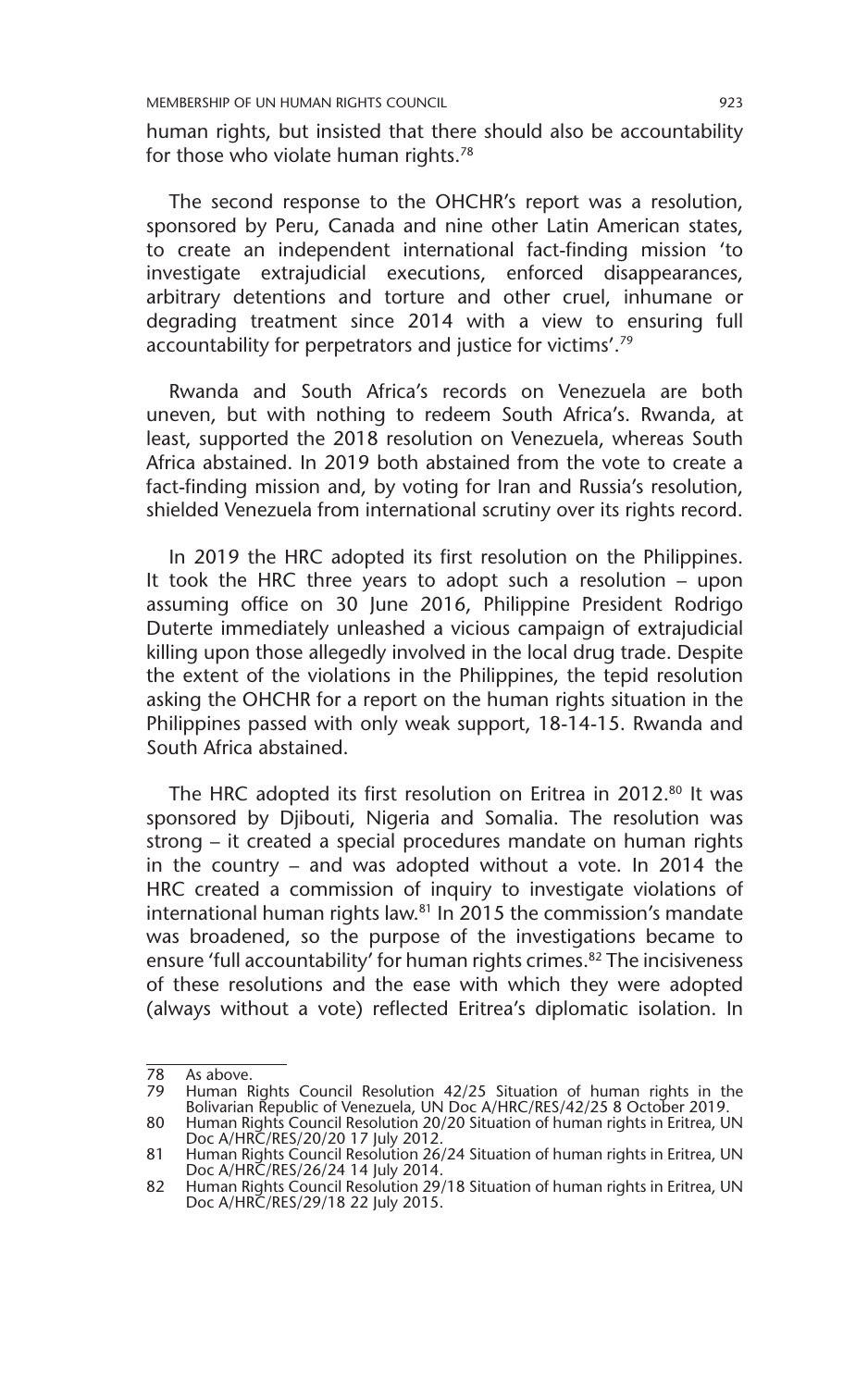human rights, but insisted that there should also be accountability for those who violate human rights.[78]

The second response to the OHCHR's report was a resolution, sponsored by Peru, Canada and nine other Latin American states, to create an independent international fact-finding mission 'to investigate extrajudicial executions, enforced disappearances, arbitrary detentions and torture and other cruel, inhumane or degrading treatment since 2014 with a view to ensuring full accountability for perpetrators and justice for victims'.[79]

Rwanda and South Africa's records on Venezuela are both uneven, but with nothing to redeem South Africa's. Rwanda, at least, supported the 2018 resolution on Venezuela, whereas South Africa abstained. In 2019 both abstained from the vote to create a fact-finding mission and, by voting for Iran and Russia's resolution, shielded Venezuela from international scrutiny over its rights record.

In 2019 the HRC adopted its first resolution on the Philippines. It took the HRC three years to adopt such a resolution – upon assuming office on 30 June 2016, Philippine President Rodrigo Duterte immediately unleashed a vicious campaign of extrajudicial killing upon those allegedly involved in the local drug trade. Despite the extent of the violations in the Philippines, the tepid resolution asking the OHCHR for a report on the human rights situation in the Philippines passed with only weak support, 18-14-15. Rwanda and South Africa abstained.

The HRC adopted its first resolution on Eritrea in 2012.[80] It was sponsored by Djibouti, Nigeria and Somalia. The resolution was strong – it created a special procedures mandate on human rights in the country – and was adopted without a vote. In 2014 the HRC created a commission of inquiry to investigate violations of international human rights law.[81] In 2015 the commission's mandate was broadened, so the purpose of the investigations became to ensure 'full accountability' for human rights crimes.[82] The incisiveness of these resolutions and the ease with which they were adopted (always without a vote) reflected Eritrea's diplomatic isolation. In

---

78 As above.

79 Human Rights Council Resolution 42/25 Situation of human rights in the Bolivarian Republic of Venezuela, UN Doc A/HRC/RES/42/25 8 October 2019.

80 Human Rights Council Resolution 20/20 Situation of human rights in Eritrea, UN Doc A/HRC/RES/20/20 17 July 2012.

81 Human Rights Council Resolution 26/24 Situation of human rights in Eritrea, UN Doc A/HRC/RES/26/24 14 July 2014.

82 Human Rights Council Resolution 29/18 Situation of human rights in Eritrea, UN Doc A/HRC/RES/29/18 22 July 2015.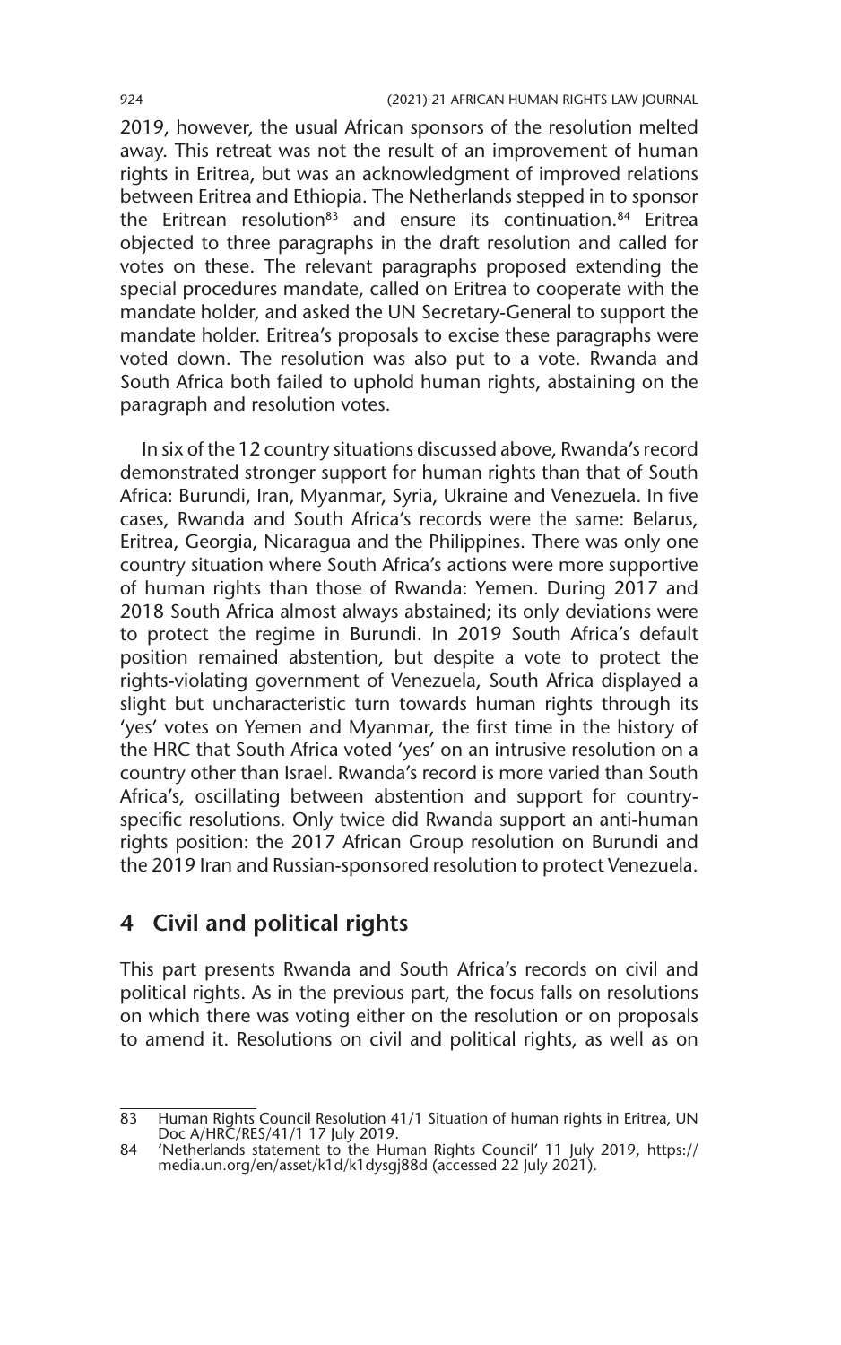2019, however, the usual African sponsors of the resolution melted away. This retreat was not the result of an improvement of human rights in Eritrea, but was an acknowledgment of improved relations between Eritrea and Ethiopia. The Netherlands stepped in to sponsor the Eritrean resolution[83] and ensure its continuation.[84] Eritrea objected to three paragraphs in the draft resolution and called for votes on these. The relevant paragraphs proposed extending the special procedures mandate, called on Eritrea to cooperate with the mandate holder, and asked the UN Secretary-General to support the mandate holder. Eritrea's proposals to excise these paragraphs were voted down. The resolution was also put to a vote. Rwanda and South Africa both failed to uphold human rights, abstaining on the paragraph and resolution votes.

In six of the 12 country situations discussed above, Rwanda's record demonstrated stronger support for human rights than that of South Africa: Burundi, Iran, Myanmar, Syria, Ukraine and Venezuela. In five cases, Rwanda and South Africa's records were the same: Belarus, Eritrea, Georgia, Nicaragua and the Philippines. There was only one country situation where South Africa's actions were more supportive of human rights than those of Rwanda: Yemen. During 2017 and 2018 South Africa almost always abstained; its only deviations were to protect the regime in Burundi. In 2019 South Africa's default position remained abstention, but despite a vote to protect the rights-violating government of Venezuela, South Africa displayed a slight but uncharacteristic turn towards human rights through its 'yes' votes on Yemen and Myanmar, the first time in the history of the HRC that South Africa voted 'yes' on an intrusive resolution on a country other than Israel. Rwanda's record is more varied than South Africa's, oscillating between abstention and support for country-specific resolutions. Only twice did Rwanda support an anti-human rights position: the 2017 African Group resolution on Burundi and the 2019 Iran and Russian-sponsored resolution to protect Venezuela.

## 4 Civil and political rights

This part presents Rwanda and South Africa's records on civil and political rights. As in the previous part, the focus falls on resolutions on which there was voting either on the resolution or on proposals to amend it. Resolutions on civil and political rights, as well as on

---

83 Human Rights Council Resolution 41/1 Situation of human rights in Eritrea, UN Doc A/HRC/RES/41/1 17 July 2019.

84 'Netherlands statement to the Human Rights Council' 11 July 2019, https://media.un.org/en/asset/k1d/k1dysgj88d (accessed 22 July 2021).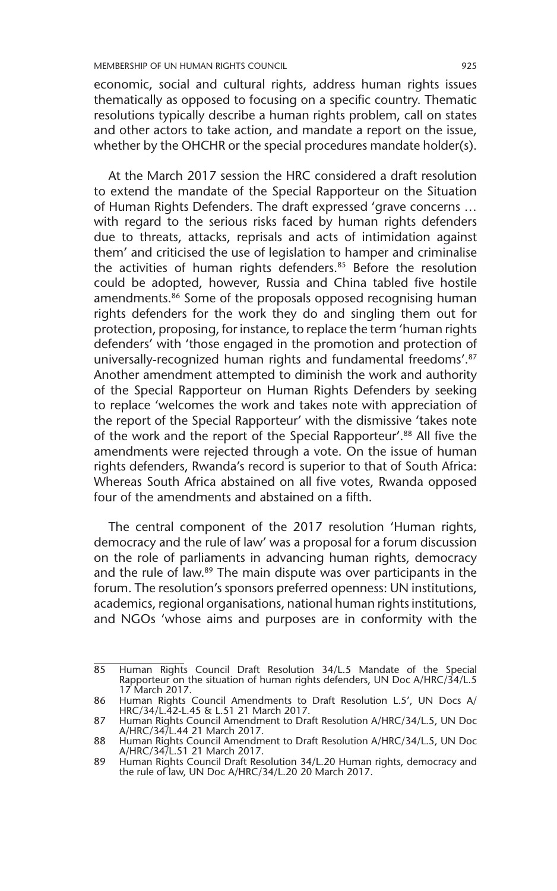economic, social and cultural rights, address human rights issues thematically as opposed to focusing on a specific country. Thematic resolutions typically describe a human rights problem, call on states and other actors to take action, and mandate a report on the issue, whether by the OHCHR or the special procedures mandate holder(s).

At the March 2017 session the HRC considered a draft resolution to extend the mandate of the Special Rapporteur on the Situation of Human Rights Defenders. The draft expressed 'grave concerns … with regard to the serious risks faced by human rights defenders due to threats, attacks, reprisals and acts of intimidation against them' and criticised the use of legislation to hamper and criminalise the activities of human rights defenders.[85] Before the resolution could be adopted, however, Russia and China tabled five hostile amendments.[86] Some of the proposals opposed recognising human rights defenders for the work they do and singling them out for protection, proposing, for instance, to replace the term 'human rights defenders' with 'those engaged in the promotion and protection of universally-recognized human rights and fundamental freedoms'.[87] Another amendment attempted to diminish the work and authority of the Special Rapporteur on Human Rights Defenders by seeking to replace 'welcomes the work and takes note with appreciation of the report of the Special Rapporteur' with the dismissive 'takes note of the work and the report of the Special Rapporteur'.[88] All five the amendments were rejected through a vote. On the issue of human rights defenders, Rwanda's record is superior to that of South Africa: Whereas South Africa abstained on all five votes, Rwanda opposed four of the amendments and abstained on a fifth.

The central component of the 2017 resolution 'Human rights, democracy and the rule of law' was a proposal for a forum discussion on the role of parliaments in advancing human rights, democracy and the rule of law.[89] The main dispute was over participants in the forum. The resolution's sponsors preferred openness: UN institutions, academics, regional organisations, national human rights institutions, and NGOs 'whose aims and purposes are in conformity with the

---

85 Human Rights Council Draft Resolution 34/L.5 Mandate of the Special Rapporteur on the situation of human rights defenders, UN Doc A/HRC/34/L.5 17 March 2017.

86 Human Rights Council Amendments to Draft Resolution L.5', UN Docs A/HRC/34/L.42-L.45 & L.51 21 March 2017.

87 Human Rights Council Amendment to Draft Resolution A/HRC/34/L.5, UN Doc A/HRC/34/L.44 21 March 2017.

88 Human Rights Council Amendment to Draft Resolution A/HRC/34/L.5, UN Doc A/HRC/34/L.51 21 March 2017.

89 Human Rights Council Draft Resolution 34/L.20 Human rights, democracy and the rule of law, UN Doc A/HRC/34/L.20 20 March 2017.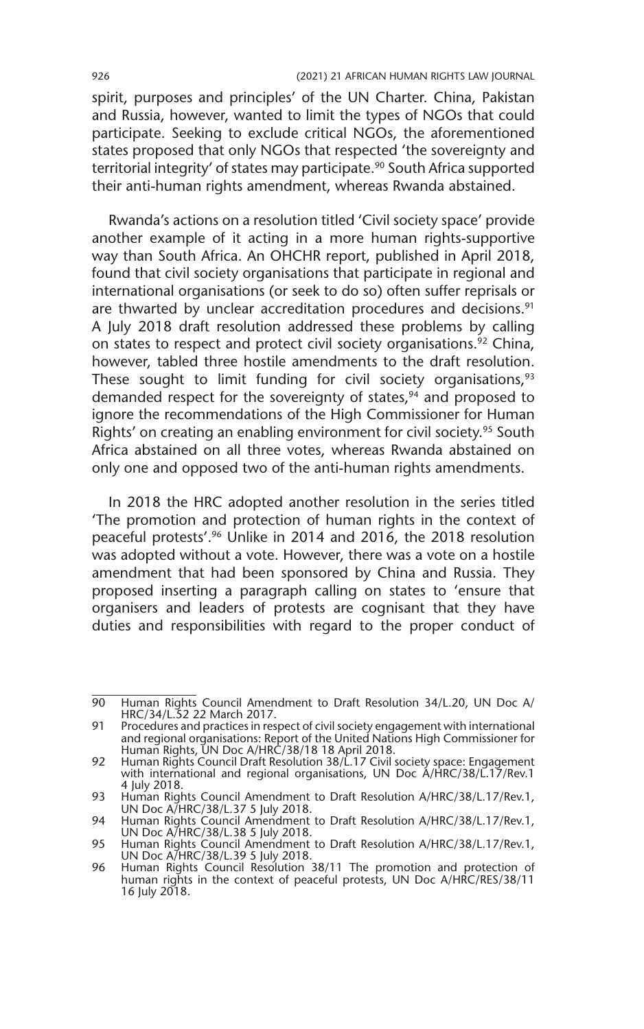spirit, purposes and principles' of the UN Charter. China, Pakistan and Russia, however, wanted to limit the types of NGOs that could participate. Seeking to exclude critical NGOs, the aforementioned states proposed that only NGOs that respected 'the sovereignty and territorial integrity' of states may participate.[90] South Africa supported their anti-human rights amendment, whereas Rwanda abstained.

Rwanda's actions on a resolution titled 'Civil society space' provide another example of it acting in a more human rights-supportive way than South Africa. An OHCHR report, published in April 2018, found that civil society organisations that participate in regional and international organisations (or seek to do so) often suffer reprisals or are thwarted by unclear accreditation procedures and decisions.[91] A July 2018 draft resolution addressed these problems by calling on states to respect and protect civil society organisations.[92] China, however, tabled three hostile amendments to the draft resolution. These sought to limit funding for civil society organisations,[93] demanded respect for the sovereignty of states,[94] and proposed to ignore the recommendations of the High Commissioner for Human Rights' on creating an enabling environment for civil society.[95] South Africa abstained on all three votes, whereas Rwanda abstained on only one and opposed two of the anti-human rights amendments.

In 2018 the HRC adopted another resolution in the series titled 'The promotion and protection of human rights in the context of peaceful protests'.[96] Unlike in 2014 and 2016, the 2018 resolution was adopted without a vote. However, there was a vote on a hostile amendment that had been sponsored by China and Russia. They proposed inserting a paragraph calling on states to 'ensure that organisers and leaders of protests are cognisant that they have duties and responsibilities with regard to the proper conduct of

---

90 Human Rights Council Amendment to Draft Resolution 34/L.20, UN Doc A/HRC/34/L.52 22 March 2017.

91 Procedures and practices in respect of civil society engagement with international and regional organisations: Report of the United Nations High Commissioner for Human Rights, UN Doc A/HRC/38/18 18 April 2018.

92 Human Rights Council Draft Resolution 38/L.17 Civil society space: Engagement with international and regional organisations, UN Doc A/HRC/38/L.17/Rev.1 4 July 2018.

93 Human Rights Council Amendment to Draft Resolution A/HRC/38/L.17/Rev.1, UN Doc A/HRC/38/L.37 5 July 2018.

94 Human Rights Council Amendment to Draft Resolution A/HRC/38/L.17/Rev.1, UN Doc A/HRC/38/L.38 5 July 2018.

95 Human Rights Council Amendment to Draft Resolution A/HRC/38/L.17/Rev.1, UN Doc A/HRC/38/L.39 5 July 2018.

96 Human Rights Council Resolution 38/11 The promotion and protection of human rights in the context of peaceful protests, UN Doc A/HRC/RES/38/11 16 July 2018.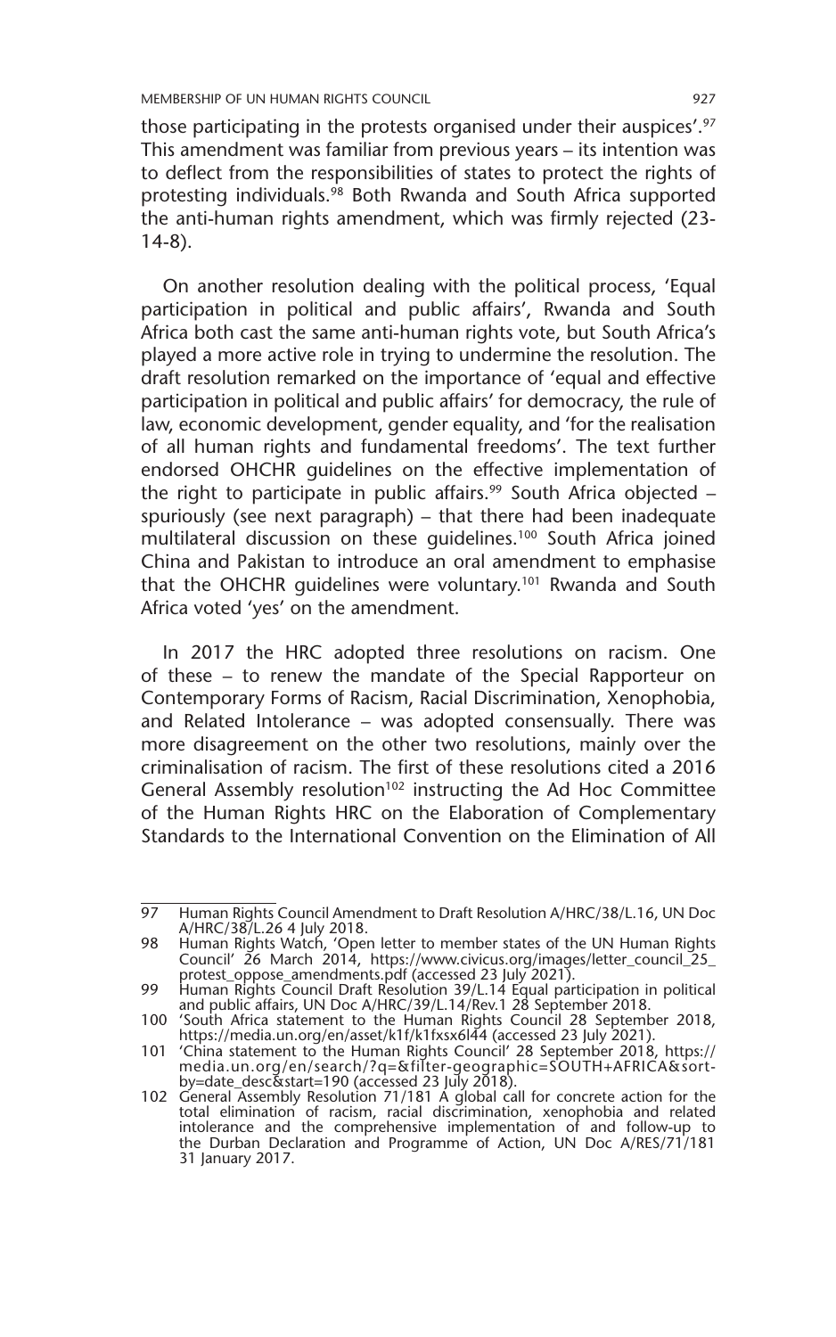those participating in the protests organised under their auspices'.[97] This amendment was familiar from previous years – its intention was to deflect from the responsibilities of states to protect the rights of protesting individuals.[98] Both Rwanda and South Africa supported the anti-human rights amendment, which was firmly rejected (23-14-8).

On another resolution dealing with the political process, 'Equal participation in political and public affairs', Rwanda and South Africa both cast the same anti-human rights vote, but South Africa's played a more active role in trying to undermine the resolution. The draft resolution remarked on the importance of 'equal and effective participation in political and public affairs' for democracy, the rule of law, economic development, gender equality, and 'for the realisation of all human rights and fundamental freedoms'. The text further endorsed OHCHR guidelines on the effective implementation of the right to participate in public affairs.[99] South Africa objected – spuriously (see next paragraph) – that there had been inadequate multilateral discussion on these guidelines.[100] South Africa joined China and Pakistan to introduce an oral amendment to emphasise that the OHCHR guidelines were voluntary.[101] Rwanda and South Africa voted 'yes' on the amendment.

In 2017 the HRC adopted three resolutions on racism. One of these – to renew the mandate of the Special Rapporteur on Contemporary Forms of Racism, Racial Discrimination, Xenophobia, and Related Intolerance – was adopted consensually. There was more disagreement on the other two resolutions, mainly over the criminalisation of racism. The first of these resolutions cited a 2016 General Assembly resolution[102] instructing the Ad Hoc Committee of the Human Rights HRC on the Elaboration of Complementary Standards to the International Convention on the Elimination of All

---

97 Human Rights Council Amendment to Draft Resolution A/HRC/38/L.16, UN Doc A/HRC/38/L.26 4 July 2018.

98 Human Rights Watch, 'Open letter to member states of the UN Human Rights Council' 26 March 2014, https://www.civicus.org/images/letter_council_25_protest_oppose_amendments.pdf (accessed 23 July 2021).

99 Human Rights Council Draft Resolution 39/L.14 Equal participation in political and public affairs, UN Doc A/HRC/39/L.14/Rev.1 28 September 2018.

100 'South Africa statement to the Human Rights Council 28 September 2018, https://media.un.org/en/asset/k1f/k1fxsx6l44 (accessed 23 July 2021).

101 'China statement to the Human Rights Council' 28 September 2018, https://media.un.org/en/search/?q=&filter-geographic=SOUTH+AFRICA&sort-by=date_desc&start=190 (accessed 23 July 2018).

102 General Assembly Resolution 71/181 A global call for concrete action for the total elimination of racism, racial discrimination, xenophobia and related intolerance and the comprehensive implementation of and follow-up to the Durban Declaration and Programme of Action, UN Doc A/RES/71/181 31 January 2017.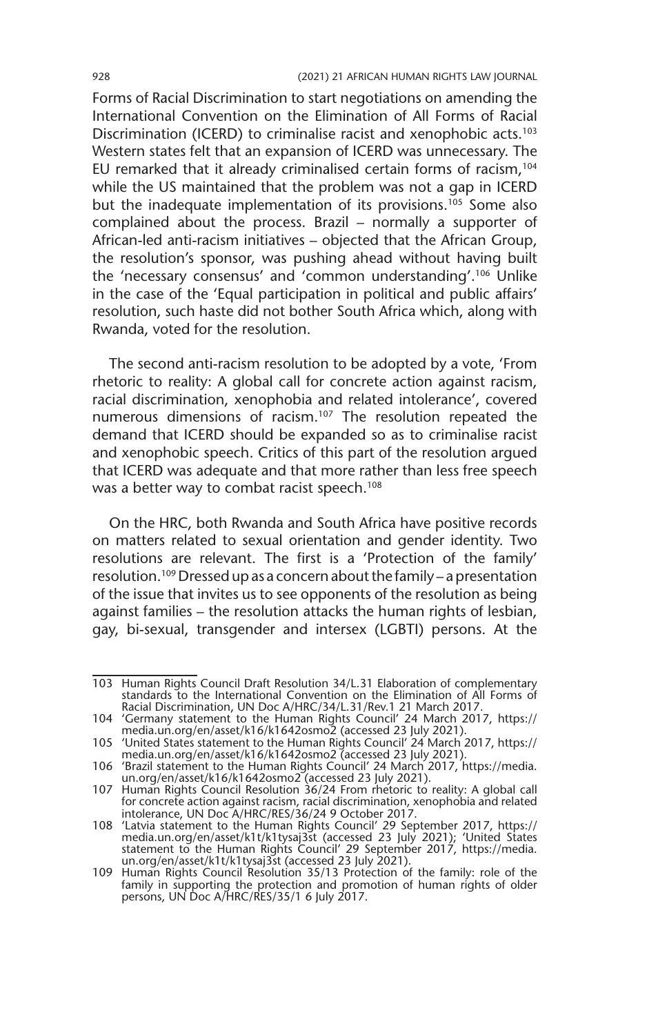Forms of Racial Discrimination to start negotiations on amending the International Convention on the Elimination of All Forms of Racial Discrimination (ICERD) to criminalise racist and xenophobic acts.[103] Western states felt that an expansion of ICERD was unnecessary. The EU remarked that it already criminalised certain forms of racism,[104] while the US maintained that the problem was not a gap in ICERD but the inadequate implementation of its provisions.[105] Some also complained about the process. Brazil – normally a supporter of African-led anti-racism initiatives – objected that the African Group, the resolution's sponsor, was pushing ahead without having built the 'necessary consensus' and 'common understanding'.[106] Unlike in the case of the 'Equal participation in political and public affairs' resolution, such haste did not bother South Africa which, along with Rwanda, voted for the resolution.

The second anti-racism resolution to be adopted by a vote, 'From rhetoric to reality: A global call for concrete action against racism, racial discrimination, xenophobia and related intolerance', covered numerous dimensions of racism.[107] The resolution repeated the demand that ICERD should be expanded so as to criminalise racist and xenophobic speech. Critics of this part of the resolution argued that ICERD was adequate and that more rather than less free speech was a better way to combat racist speech.[108]

On the HRC, both Rwanda and South Africa have positive records on matters related to sexual orientation and gender identity. Two resolutions are relevant. The first is a 'Protection of the family' resolution.[109] Dressed up as a concern about the family – a presentation of the issue that invites us to see opponents of the resolution as being against families – the resolution attacks the human rights of lesbian, gay, bi-sexual, transgender and intersex (LGBTI) persons. At the

---

103 Human Rights Council Draft Resolution 34/L.31 Elaboration of complementary standards to the International Convention on the Elimination of All Forms of Racial Discrimination, UN Doc A/HRC/34/L.31/Rev.1 21 March 2017.

104 'Germany statement to the Human Rights Council' 24 March 2017, https://media.un.org/en/asset/k16/k1642osmo2 (accessed 23 July 2021).

105 'United States statement to the Human Rights Council' 24 March 2017, https://media.un.org/en/asset/k16/k1642osmo2 (accessed 23 July 2021).

106 'Brazil statement to the Human Rights Council' 24 March 2017, https://media.un.org/en/asset/k16/k1642osmo2 (accessed 23 July 2021).

107 Human Rights Council Resolution 36/24 From rhetoric to reality: A global call for concrete action against racism, racial discrimination, xenophobia and related intolerance, UN Doc A/HRC/RES/36/24 9 October 2017.

108 'Latvia statement to the Human Rights Council' 29 September 2017, https://media.un.org/en/asset/k1t/k1tysaj3st (accessed 23 July 2021); 'United States statement to the Human Rights Council' 29 September 2017, https://media.un.org/en/asset/k1t/k1tysaj3st (accessed 23 July 2021).

109 Human Rights Council Resolution 35/13 Protection of the family: role of the family in supporting the protection and promotion of human rights of older persons, UN Doc A/HRC/RES/35/1 6 July 2017.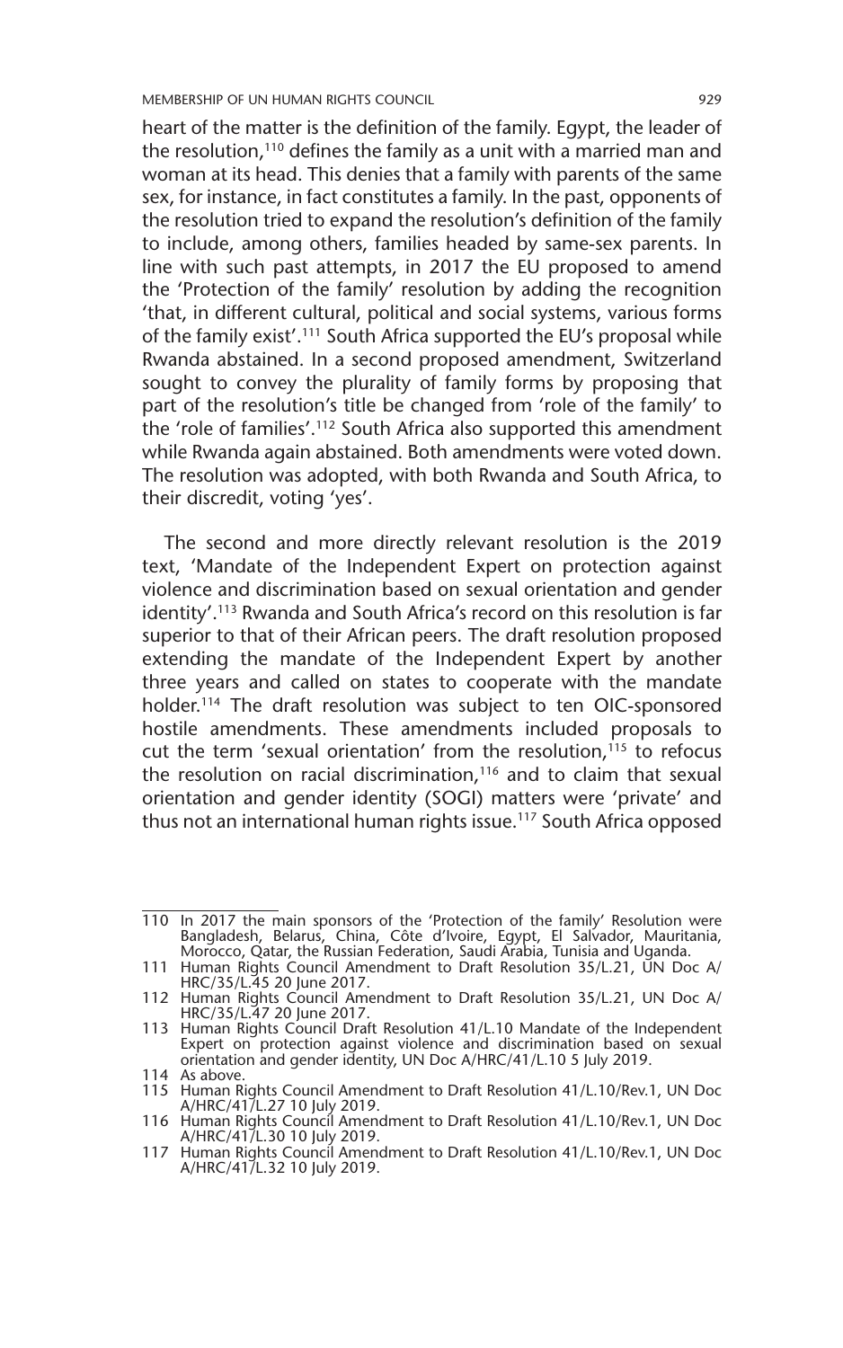heart of the matter is the definition of the family. Egypt, the leader of the resolution,[110] defines the family as a unit with a married man and woman at its head. This denies that a family with parents of the same sex, for instance, in fact constitutes a family. In the past, opponents of the resolution tried to expand the resolution's definition of the family to include, among others, families headed by same-sex parents. In line with such past attempts, in 2017 the EU proposed to amend the 'Protection of the family' resolution by adding the recognition 'that, in different cultural, political and social systems, various forms of the family exist'.[111] South Africa supported the EU's proposal while Rwanda abstained. In a second proposed amendment, Switzerland sought to convey the plurality of family forms by proposing that part of the resolution's title be changed from 'role of the family' to the 'role of families'.[112] South Africa also supported this amendment while Rwanda again abstained. Both amendments were voted down. The resolution was adopted, with both Rwanda and South Africa, to their discredit, voting 'yes'.

The second and more directly relevant resolution is the 2019 text, 'Mandate of the Independent Expert on protection against violence and discrimination based on sexual orientation and gender identity'.[113] Rwanda and South Africa's record on this resolution is far superior to that of their African peers. The draft resolution proposed extending the mandate of the Independent Expert by another three years and called on states to cooperate with the mandate holder.[114] The draft resolution was subject to ten OIC-sponsored hostile amendments. These amendments included proposals to cut the term 'sexual orientation' from the resolution,[115] to refocus the resolution on racial discrimination,[116] and to claim that sexual orientation and gender identity (SOGI) matters were 'private' and thus not an international human rights issue.[117] South Africa opposed

---

110 In 2017 the main sponsors of the 'Protection of the family' Resolution were Bangladesh, Belarus, China, Côte d'Ivoire, Egypt, El Salvador, Mauritania, Morocco, Qatar, the Russian Federation, Saudi Arabia, Tunisia and Uganda.

111 Human Rights Council Amendment to Draft Resolution 35/L.21, UN Doc A/HRC/35/L.45 20 June 2017.

112 Human Rights Council Amendment to Draft Resolution 35/L.21, UN Doc A/HRC/35/L.47 20 June 2017.

113 Human Rights Council Draft Resolution 41/L.10 Mandate of the Independent Expert on protection against violence and discrimination based on sexual orientation and gender identity, UN Doc A/HRC/41/L.10 5 July 2019.

114 As above.

115 Human Rights Council Amendment to Draft Resolution 41/L.10/Rev.1, UN Doc A/HRC/41/L.27 10 July 2019.

116 Human Rights Council Amendment to Draft Resolution 41/L.10/Rev.1, UN Doc A/HRC/41/L.30 10 July 2019.

117 Human Rights Council Amendment to Draft Resolution 41/L.10/Rev.1, UN Doc A/HRC/41/L.32 10 July 2019.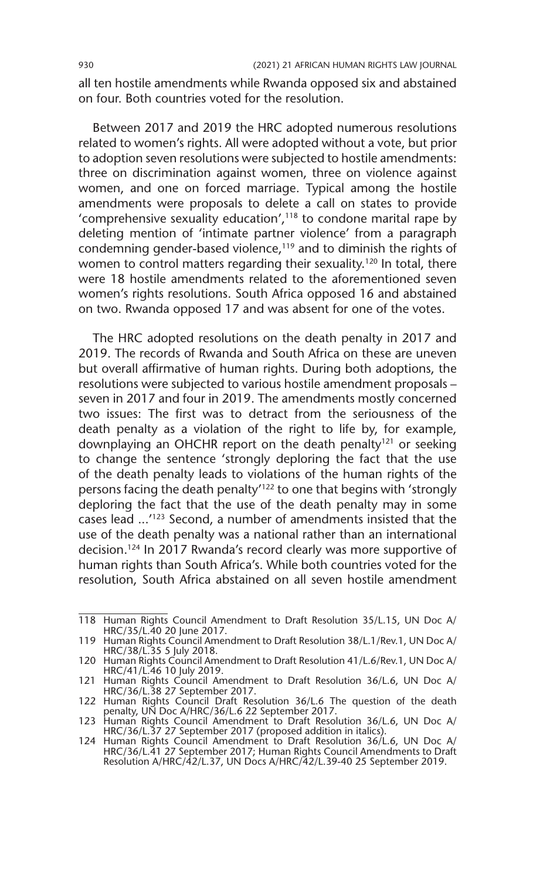all ten hostile amendments while Rwanda opposed six and abstained on four. Both countries voted for the resolution.

Between 2017 and 2019 the HRC adopted numerous resolutions related to women's rights. All were adopted without a vote, but prior to adoption seven resolutions were subjected to hostile amendments: three on discrimination against women, three on violence against women, and one on forced marriage. Typical among the hostile amendments were proposals to delete a call on states to provide 'comprehensive sexuality education',[118] to condone marital rape by deleting mention of 'intimate partner violence' from a paragraph condemning gender-based violence,[119] and to diminish the rights of women to control matters regarding their sexuality.[120] In total, there were 18 hostile amendments related to the aforementioned seven women's rights resolutions. South Africa opposed 16 and abstained on two. Rwanda opposed 17 and was absent for one of the votes.

The HRC adopted resolutions on the death penalty in 2017 and 2019. The records of Rwanda and South Africa on these are uneven but overall affirmative of human rights. During both adoptions, the resolutions were subjected to various hostile amendment proposals – seven in 2017 and four in 2019. The amendments mostly concerned two issues: The first was to detract from the seriousness of the death penalty as a violation of the right to life by, for example, downplaying an OHCHR report on the death penalty[121] or seeking to change the sentence 'strongly deploring the fact that the use of the death penalty leads to violations of the human rights of the persons facing the death penalty'[122] to one that begins with 'strongly deploring the fact that the use of the death penalty may in some cases lead ...'[123] Second, a number of amendments insisted that the use of the death penalty was a national rather than an international decision.[124] In 2017 Rwanda's record clearly was more supportive of human rights than South Africa's. While both countries voted for the resolution, South Africa abstained on all seven hostile amendment

118 Human Rights Council Amendment to Draft Resolution 35/L.15, UN Doc A/HRC/35/L.40 20 June 2017.

119 Human Rights Council Amendment to Draft Resolution 38/L.1/Rev.1, UN Doc A/HRC/38/L.35 5 July 2018.

120 Human Rights Council Amendment to Draft Resolution 41/L.6/Rev.1, UN Doc A/HRC/41/L.46 10 July 2019.

121 Human Rights Council Amendment to Draft Resolution 36/L.6, UN Doc A/HRC/36/L.38 27 September 2017.

122 Human Rights Council Draft Resolution 36/L.6 The question of the death penalty, UN Doc A/HRC/36/L.6 22 September 2017.

123 Human Rights Council Amendment to Draft Resolution 36/L.6, UN Doc A/HRC/36/L.37 27 September 2017 (proposed addition in italics).

124 Human Rights Council Amendment to Draft Resolution 36/L.6, UN Doc A/HRC/36/L.41 27 September 2017; Human Rights Council Amendments to Draft Resolution A/HRC/42/L.37, UN Docs A/HRC/42/L.39-40 25 September 2019.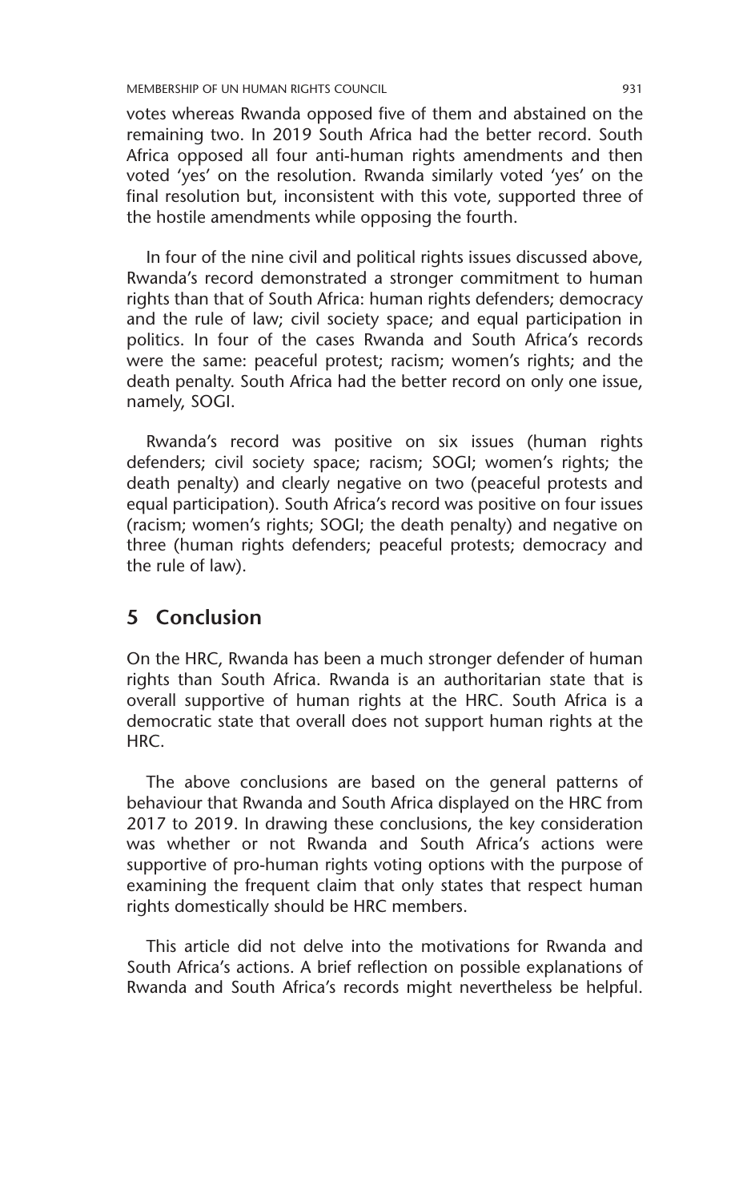votes whereas Rwanda opposed five of them and abstained on the remaining two. In 2019 South Africa had the better record. South Africa opposed all four anti-human rights amendments and then voted 'yes' on the resolution. Rwanda similarly voted 'yes' on the final resolution but, inconsistent with this vote, supported three of the hostile amendments while opposing the fourth.

In four of the nine civil and political rights issues discussed above, Rwanda's record demonstrated a stronger commitment to human rights than that of South Africa: human rights defenders; democracy and the rule of law; civil society space; and equal participation in politics. In four of the cases Rwanda and South Africa's records were the same: peaceful protest; racism; women's rights; and the death penalty. South Africa had the better record on only one issue, namely, SOGI.

Rwanda's record was positive on six issues (human rights defenders; civil society space; racism; SOGI; women's rights; the death penalty) and clearly negative on two (peaceful protests and equal participation). South Africa's record was positive on four issues (racism; women's rights; SOGI; the death penalty) and negative on three (human rights defenders; peaceful protests; democracy and the rule of law).

## 5 Conclusion

On the HRC, Rwanda has been a much stronger defender of human rights than South Africa. Rwanda is an authoritarian state that is overall supportive of human rights at the HRC. South Africa is a democratic state that overall does not support human rights at the HRC.

The above conclusions are based on the general patterns of behaviour that Rwanda and South Africa displayed on the HRC from 2017 to 2019. In drawing these conclusions, the key consideration was whether or not Rwanda and South Africa's actions were supportive of pro-human rights voting options with the purpose of examining the frequent claim that only states that respect human rights domestically should be HRC members.

This article did not delve into the motivations for Rwanda and South Africa's actions. A brief reflection on possible explanations of Rwanda and South Africa's records might nevertheless be helpful.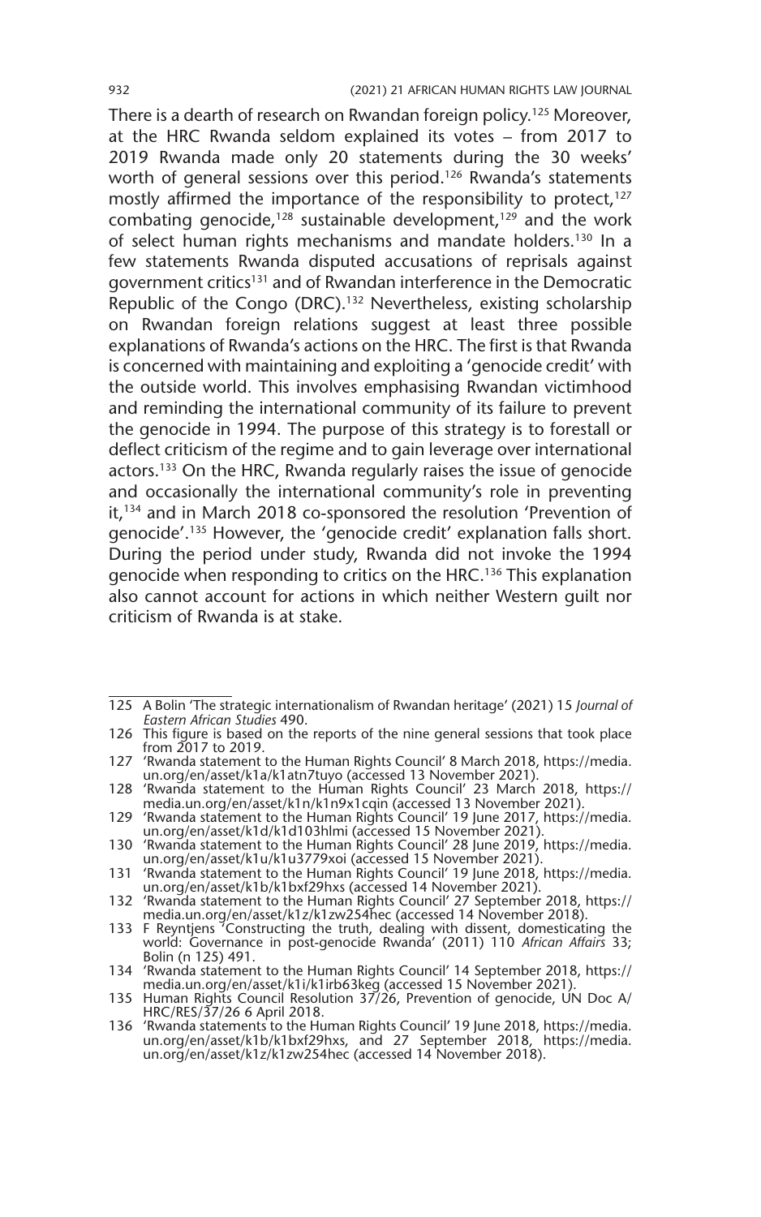There is a dearth of research on Rwandan foreign policy.[125] Moreover, at the HRC Rwanda seldom explained its votes – from 2017 to 2019 Rwanda made only 20 statements during the 30 weeks' worth of general sessions over this period.[126] Rwanda's statements mostly affirmed the importance of the responsibility to protect,[127] combating genocide,[128] sustainable development,[129] and the work of select human rights mechanisms and mandate holders.[130] In a few statements Rwanda disputed accusations of reprisals against government critics[131] and of Rwandan interference in the Democratic Republic of the Congo (DRC).[132] Nevertheless, existing scholarship on Rwandan foreign relations suggest at least three possible explanations of Rwanda's actions on the HRC. The first is that Rwanda is concerned with maintaining and exploiting a 'genocide credit' with the outside world. This involves emphasising Rwandan victimhood and reminding the international community of its failure to prevent the genocide in 1994. The purpose of this strategy is to forestall or deflect criticism of the regime and to gain leverage over international actors.[133] On the HRC, Rwanda regularly raises the issue of genocide and occasionally the international community's role in preventing it,[134] and in March 2018 co-sponsored the resolution 'Prevention of genocide'.[135] However, the 'genocide credit' explanation falls short. During the period under study, Rwanda did not invoke the 1994 genocide when responding to critics on the HRC.[136] This explanation also cannot account for actions in which neither Western guilt nor criticism of Rwanda is at stake.

---

125 A Bolin 'The strategic internationalism of Rwandan heritage' (2021) 15 *Journal of Eastern African Studies* 490.

126 This figure is based on the reports of the nine general sessions that took place from 2017 to 2019.

127 'Rwanda statement to the Human Rights Council' 8 March 2018, https://media.un.org/en/asset/k1a/k1atn7tuyo (accessed 13 November 2021).

128 'Rwanda statement to the Human Rights Council' 23 March 2018, https://media.un.org/en/asset/k1n/k1n9x1cqin (accessed 13 November 2021).

129 'Rwanda statement to the Human Rights Council' 19 June 2017, https://media.un.org/en/asset/k1d/k1d103hlmi (accessed 15 November 2021).

130 'Rwanda statement to the Human Rights Council' 28 June 2019, https://media.un.org/en/asset/k1u/k1u3779xoi (accessed 15 November 2021).

131 'Rwanda statement to the Human Rights Council' 19 June 2018, https://media.un.org/en/asset/k1b/k1bxf29hxs (accessed 14 November 2021).

132 'Rwanda statement to the Human Rights Council' 27 September 2018, https://media.un.org/en/asset/k1z/k1zw254hec (accessed 14 November 2018).

133 F Reyntjens 'Constructing the truth, dealing with dissent, domesticating the world: Governance in post-genocide Rwanda' (2011) 110 *African Affairs* 33; Bolin (n 125) 491.

134 'Rwanda statement to the Human Rights Council' 14 September 2018, https://media.un.org/en/asset/k1i/k1irb63keg (accessed 15 November 2021).

135 Human Rights Council Resolution 37/26, Prevention of genocide, UN Doc A/HRC/RES/37/26 6 April 2018.

136 'Rwanda statements to the Human Rights Council' 19 June 2018, https://media.un.org/en/asset/k1b/k1bxf29hxs, and 27 September 2018, https://media.un.org/en/asset/k1z/k1zw254hec (accessed 14 November 2018).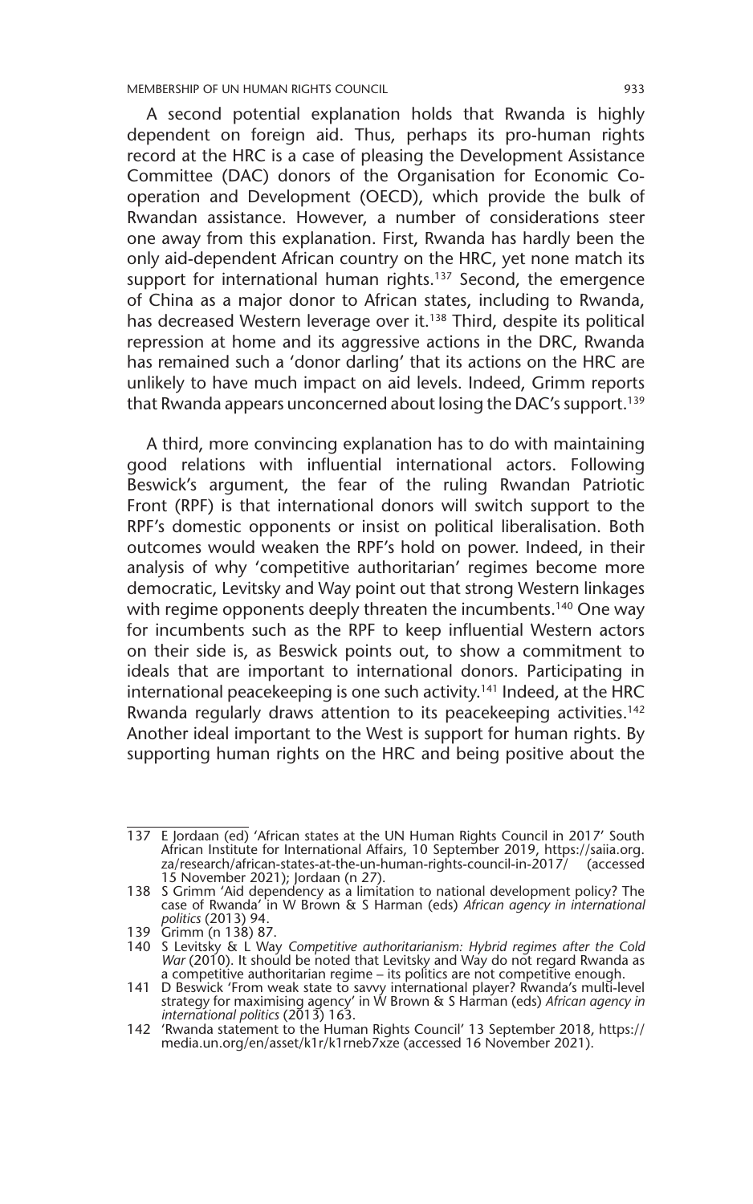A second potential explanation holds that Rwanda is highly dependent on foreign aid. Thus, perhaps its pro-human rights record at the HRC is a case of pleasing the Development Assistance Committee (DAC) donors of the Organisation for Economic Co-operation and Development (OECD), which provide the bulk of Rwandan assistance. However, a number of considerations steer one away from this explanation. First, Rwanda has hardly been the only aid-dependent African country on the HRC, yet none match its support for international human rights.[137] Second, the emergence of China as a major donor to African states, including to Rwanda, has decreased Western leverage over it.[138] Third, despite its political repression at home and its aggressive actions in the DRC, Rwanda has remained such a 'donor darling' that its actions on the HRC are unlikely to have much impact on aid levels. Indeed, Grimm reports that Rwanda appears unconcerned about losing the DAC's support.[139]

A third, more convincing explanation has to do with maintaining good relations with influential international actors. Following Beswick's argument, the fear of the ruling Rwandan Patriotic Front (RPF) is that international donors will switch support to the RPF's domestic opponents or insist on political liberalisation. Both outcomes would weaken the RPF's hold on power. Indeed, in their analysis of why 'competitive authoritarian' regimes become more democratic, Levitsky and Way point out that strong Western linkages with regime opponents deeply threaten the incumbents.[140] One way for incumbents such as the RPF to keep influential Western actors on their side is, as Beswick points out, to show a commitment to ideals that are important to international donors. Participating in international peacekeeping is one such activity.[141] Indeed, at the HRC Rwanda regularly draws attention to its peacekeeping activities.[142] Another ideal important to the West is support for human rights. By supporting human rights on the HRC and being positive about the

---

137 E Jordaan (ed) 'African states at the UN Human Rights Council in 2017' South African Institute for International Affairs, 10 September 2019, https://saiia.org.za/research/african-states-at-the-un-human-rights-council-in-2017/ (accessed 15 November 2021); Jordaan (n 27).

138 S Grimm 'Aid dependency as a limitation to national development policy? The case of Rwanda' in W Brown & S Harman (eds) *African agency in international politics* (2013) 94.

139 Grimm (n 138) 87.

140 S Levitsky & L Way *Competitive authoritarianism: Hybrid regimes after the Cold War* (2010). It should be noted that Levitsky and Way do not regard Rwanda as a competitive authoritarian regime – its politics are not competitive enough.

141 D Beswick 'From weak state to savvy international player? Rwanda's multi-level strategy for maximising agency' in W Brown & S Harman (eds) *African agency in international politics* (2013) 163.

142 'Rwanda statement to the Human Rights Council' 13 September 2018, https://media.un.org/en/asset/k1r/k1rneb7xze (accessed 16 November 2021).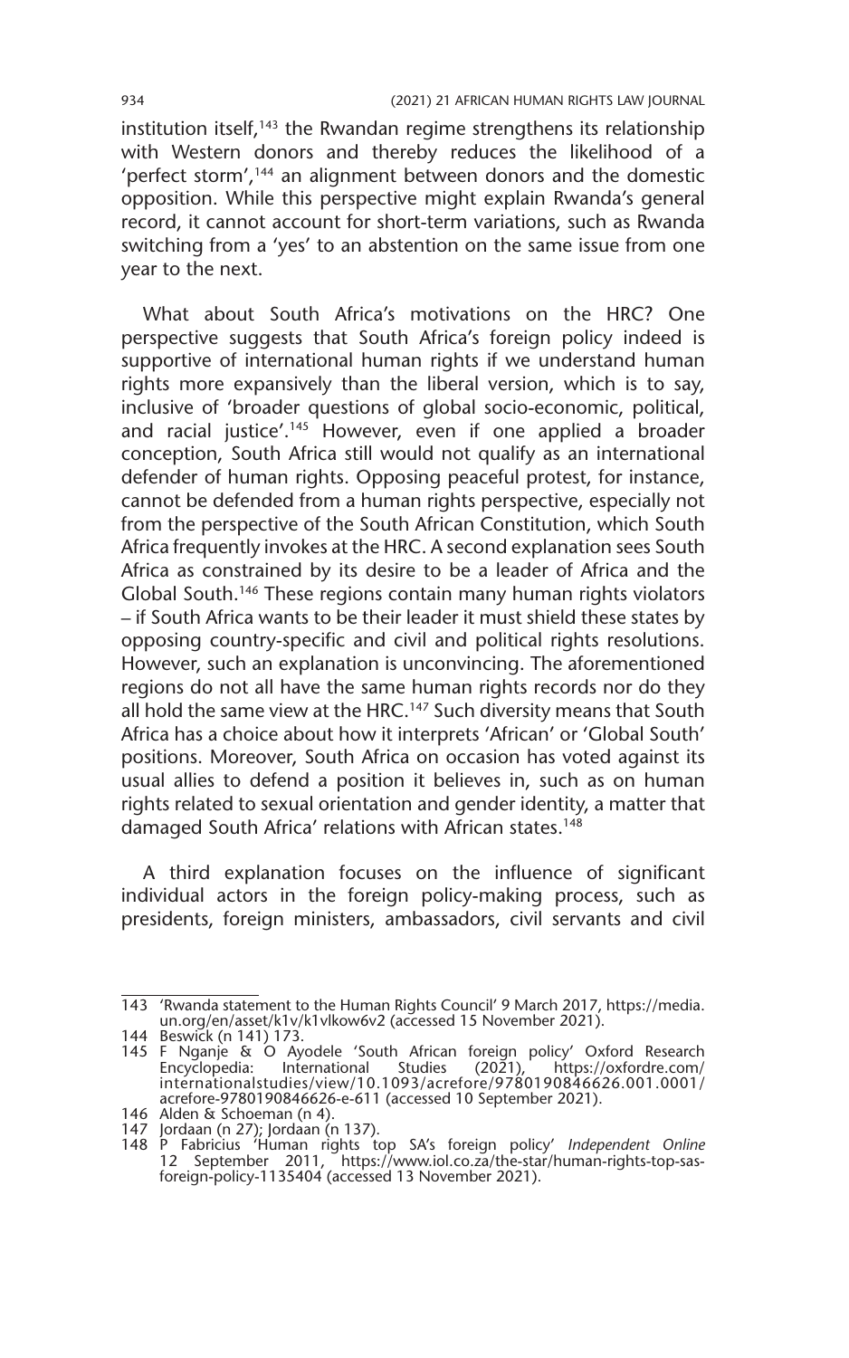institution itself,[143] the Rwandan regime strengthens its relationship with Western donors and thereby reduces the likelihood of a 'perfect storm',[144] an alignment between donors and the domestic opposition. While this perspective might explain Rwanda's general record, it cannot account for short-term variations, such as Rwanda switching from a 'yes' to an abstention on the same issue from one year to the next.

What about South Africa's motivations on the HRC? One perspective suggests that South Africa's foreign policy indeed is supportive of international human rights if we understand human rights more expansively than the liberal version, which is to say, inclusive of 'broader questions of global socio-economic, political, and racial justice'.[145] However, even if one applied a broader conception, South Africa still would not qualify as an international defender of human rights. Opposing peaceful protest, for instance, cannot be defended from a human rights perspective, especially not from the perspective of the South African Constitution, which South Africa frequently invokes at the HRC. A second explanation sees South Africa as constrained by its desire to be a leader of Africa and the Global South.[146] These regions contain many human rights violators – if South Africa wants to be their leader it must shield these states by opposing country-specific and civil and political rights resolutions. However, such an explanation is unconvincing. The aforementioned regions do not all have the same human rights records nor do they all hold the same view at the HRC.[147] Such diversity means that South Africa has a choice about how it interprets 'African' or 'Global South' positions. Moreover, South Africa on occasion has voted against its usual allies to defend a position it believes in, such as on human rights related to sexual orientation and gender identity, a matter that damaged South Africa' relations with African states.[148]

A third explanation focuses on the influence of significant individual actors in the foreign policy-making process, such as presidents, foreign ministers, ambassadors, civil servants and civil

---

143 'Rwanda statement to the Human Rights Council' 9 March 2017, https://media.un.org/en/asset/k1v/k1vlkow6v2 (accessed 15 November 2021).

144 Beswick (n 141) 173.

145 F Nganje & O Ayodele 'South African foreign policy' Oxford Research Encyclopedia: International Studies (2021), https://oxfordre.com/internationalstudies/view/10.1093/acrefore/9780190846626.001.0001/acrefore-9780190846626-e-611 (accessed 10 September 2021).

146 Alden & Schoeman (n 4).

147 Jordaan (n 27); Jordaan (n 137).

148 P Fabricius 'Human rights top SA's foreign policy' *Independent Online* 12 September 2011, https://www.iol.co.za/the-star/human-rights-top-sas-foreign-policy-1135404 (accessed 13 November 2021).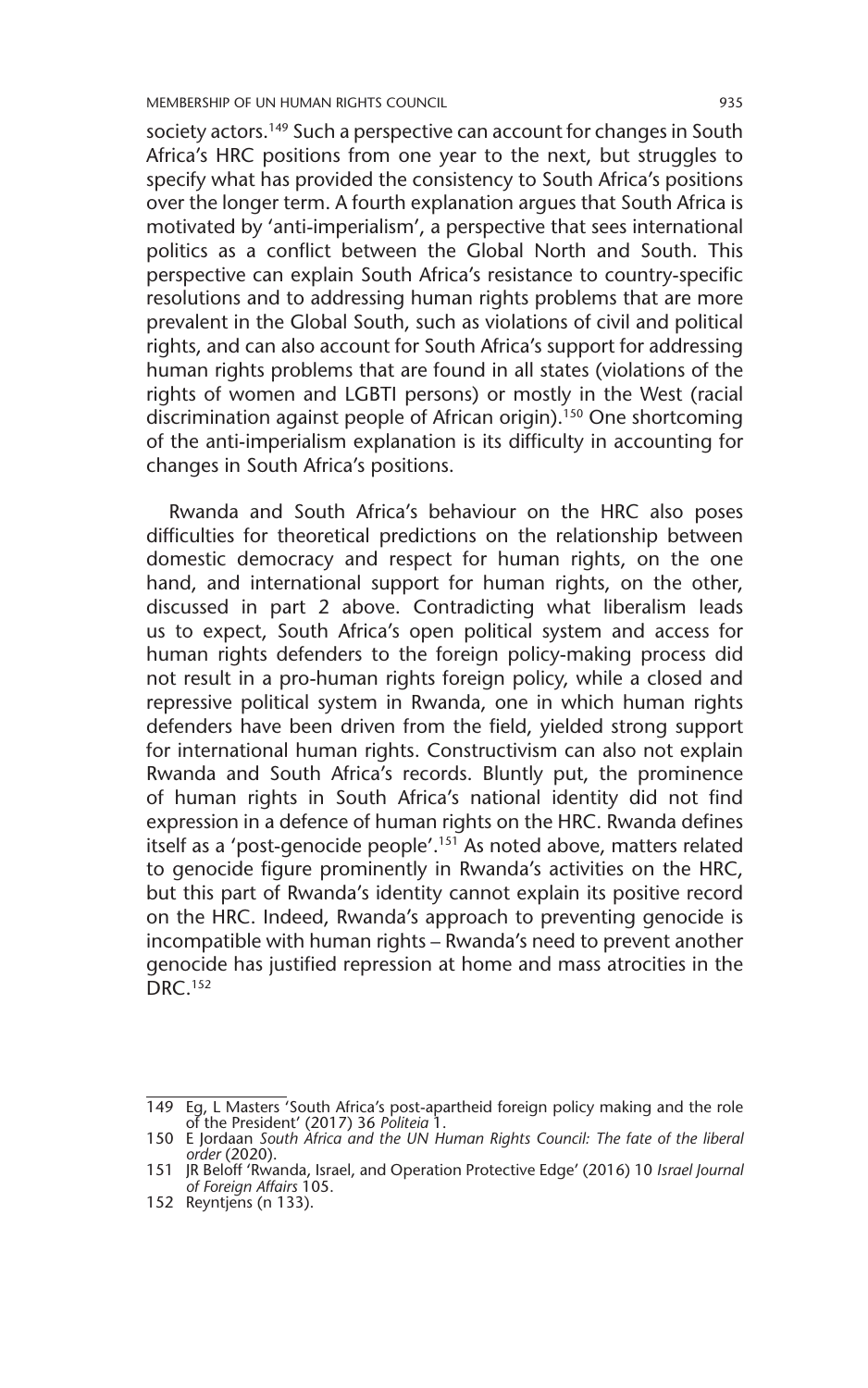society actors.[149] Such a perspective can account for changes in South Africa's HRC positions from one year to the next, but struggles to specify what has provided the consistency to South Africa's positions over the longer term. A fourth explanation argues that South Africa is motivated by 'anti-imperialism', a perspective that sees international politics as a conflict between the Global North and South. This perspective can explain South Africa's resistance to country-specific resolutions and to addressing human rights problems that are more prevalent in the Global South, such as violations of civil and political rights, and can also account for South Africa's support for addressing human rights problems that are found in all states (violations of the rights of women and LGBTI persons) or mostly in the West (racial discrimination against people of African origin).[150] One shortcoming of the anti-imperialism explanation is its difficulty in accounting for changes in South Africa's positions.

Rwanda and South Africa's behaviour on the HRC also poses difficulties for theoretical predictions on the relationship between domestic democracy and respect for human rights, on the one hand, and international support for human rights, on the other, discussed in part 2 above. Contradicting what liberalism leads us to expect, South Africa's open political system and access for human rights defenders to the foreign policy-making process did not result in a pro-human rights foreign policy, while a closed and repressive political system in Rwanda, one in which human rights defenders have been driven from the field, yielded strong support for international human rights. Constructivism can also not explain Rwanda and South Africa's records. Bluntly put, the prominence of human rights in South Africa's national identity did not find expression in a defence of human rights on the HRC. Rwanda defines itself as a 'post-genocide people'.[151] As noted above, matters related to genocide figure prominently in Rwanda's activities on the HRC, but this part of Rwanda's identity cannot explain its positive record on the HRC. Indeed, Rwanda's approach to preventing genocide is incompatible with human rights – Rwanda's need to prevent another genocide has justified repression at home and mass atrocities in the DRC.[152]

---

149 Eg, L Masters 'South Africa's post-apartheid foreign policy making and the role of the President' (2017) 36 *Politeia* 1.

150 E Jordaan *South Africa and the UN Human Rights Council: The fate of the liberal order* (2020).

151 JR Beloff 'Rwanda, Israel, and Operation Protective Edge' (2016) 10 *Israel Journal of Foreign Affairs* 105.

152 Reyntjens (n 133).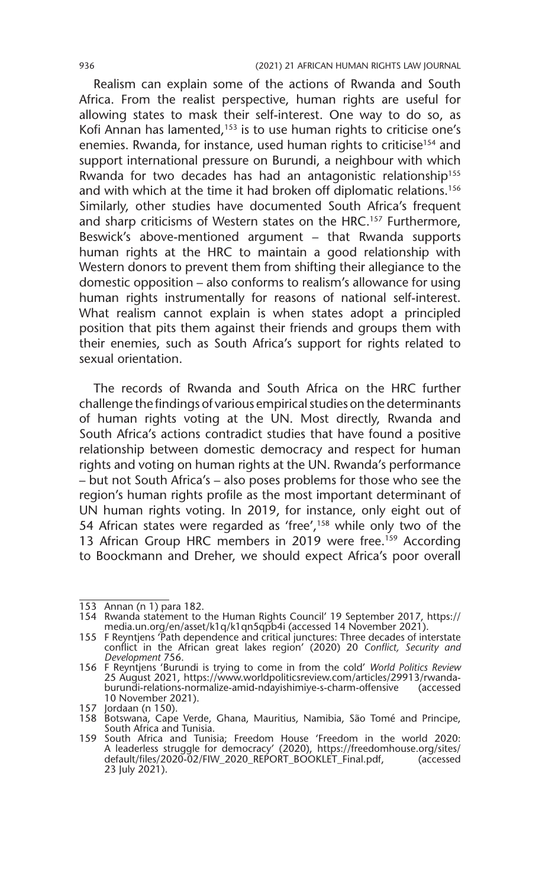Realism can explain some of the actions of Rwanda and South Africa. From the realist perspective, human rights are useful for allowing states to mask their self-interest. One way to do so, as Kofi Annan has lamented,[153] is to use human rights to criticise one's enemies. Rwanda, for instance, used human rights to criticise[154] and support international pressure on Burundi, a neighbour with which Rwanda for two decades has had an antagonistic relationship[155] and with which at the time it had broken off diplomatic relations.[156] Similarly, other studies have documented South Africa's frequent and sharp criticisms of Western states on the HRC.[157] Furthermore, Beswick's above-mentioned argument – that Rwanda supports human rights at the HRC to maintain a good relationship with Western donors to prevent them from shifting their allegiance to the domestic opposition – also conforms to realism's allowance for using human rights instrumentally for reasons of national self-interest. What realism cannot explain is when states adopt a principled position that pits them against their friends and groups them with their enemies, such as South Africa's support for rights related to sexual orientation.

The records of Rwanda and South Africa on the HRC further challenge the findings of various empirical studies on the determinants of human rights voting at the UN. Most directly, Rwanda and South Africa's actions contradict studies that have found a positive relationship between domestic democracy and respect for human rights and voting on human rights at the UN. Rwanda's performance – but not South Africa's – also poses problems for those who see the region's human rights profile as the most important determinant of UN human rights voting. In 2019, for instance, only eight out of 54 African states were regarded as 'free',[158] while only two of the 13 African Group HRC members in 2019 were free.[159] According to Boockmann and Dreher, we should expect Africa's poor overall

---

153 Annan (n 1) para 182.

154 Rwanda statement to the Human Rights Council' 19 September 2017, https://media.un.org/en/asset/k1q/k1qn5qpb4i (accessed 14 November 2021).

155 F Reyntjens 'Path dependence and critical junctures: Three decades of interstate conflict in the African great lakes region' (2020) 20 *Conflict, Security and Development* 756.

156 F Reyntjens 'Burundi is trying to come in from the cold' *World Politics Review* 25 August 2021, https://www.worldpoliticsreview.com/articles/29913/rwanda-burundi-relations-normalize-amid-ndayishimiye-s-charm-offensive (accessed 10 November 2021).

157 Jordaan (n 150).

158 Botswana, Cape Verde, Ghana, Mauritius, Namibia, São Tomé and Principe, South Africa and Tunisia.

159 South Africa and Tunisia; Freedom House 'Freedom in the world 2020: A leaderless struggle for democracy' (2020), https://freedomhouse.org/sites/default/files/2020-02/FIW_2020_REPORT_BOOKLET_Final.pdf, (accessed 23 July 2021).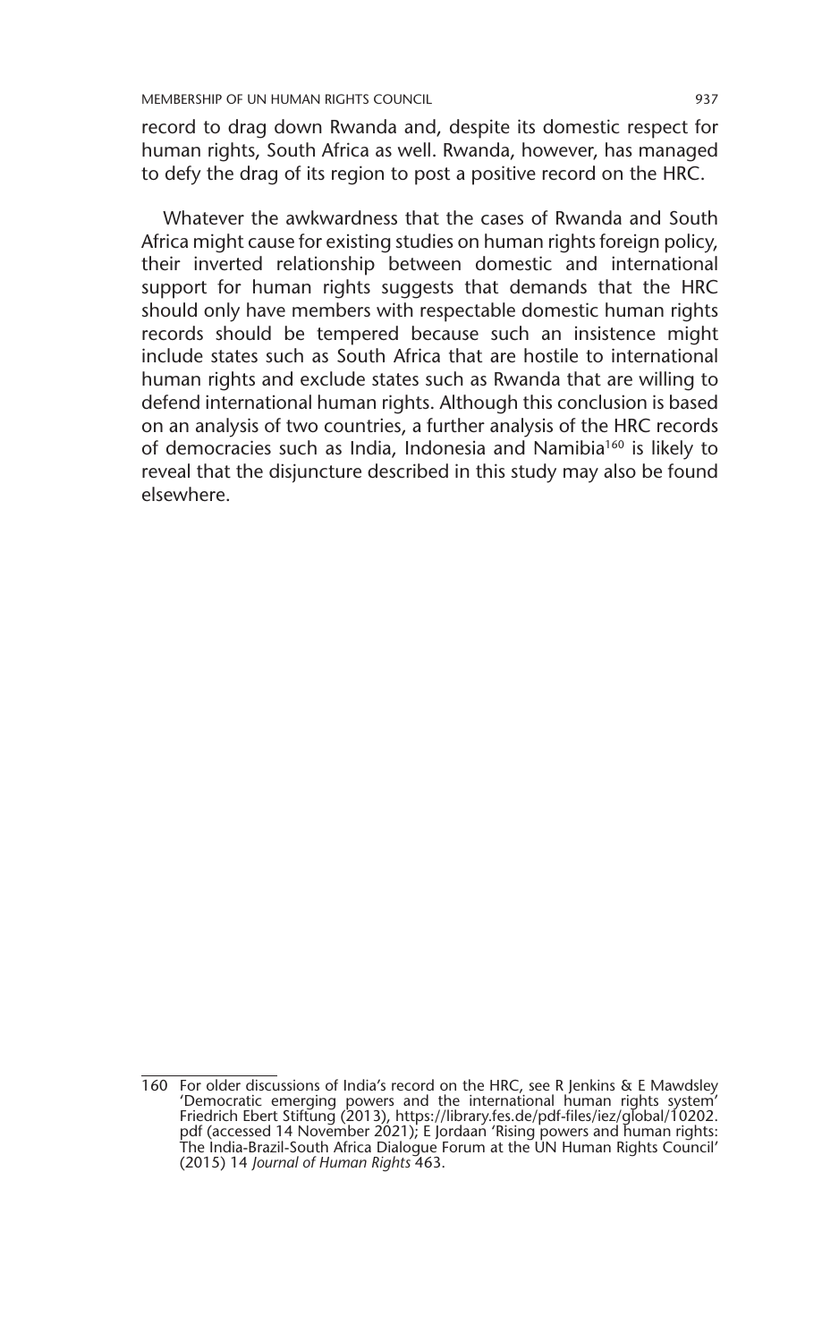record to drag down Rwanda and, despite its domestic respect for human rights, South Africa as well. Rwanda, however, has managed to defy the drag of its region to post a positive record on the HRC.

Whatever the awkwardness that the cases of Rwanda and South Africa might cause for existing studies on human rights foreign policy, their inverted relationship between domestic and international support for human rights suggests that demands that the HRC should only have members with respectable domestic human rights records should be tempered because such an insistence might include states such as South Africa that are hostile to international human rights and exclude states such as Rwanda that are willing to defend international human rights. Although this conclusion is based on an analysis of two countries, a further analysis of the HRC records of democracies such as India, Indonesia and Namibia[160] is likely to reveal that the disjuncture described in this study may also be found elsewhere.

---

160 For older discussions of India's record on the HRC, see R Jenkins & E Mawdsley 'Democratic emerging powers and the international human rights system' Friedrich Ebert Stiftung (2013), https://library.fes.de/pdf-files/iez/global/10202.pdf (accessed 14 November 2021); E Jordaan 'Rising powers and human rights: The India-Brazil-South Africa Dialogue Forum at the UN Human Rights Council' (2015) 14 *Journal of Human Rights* 463.